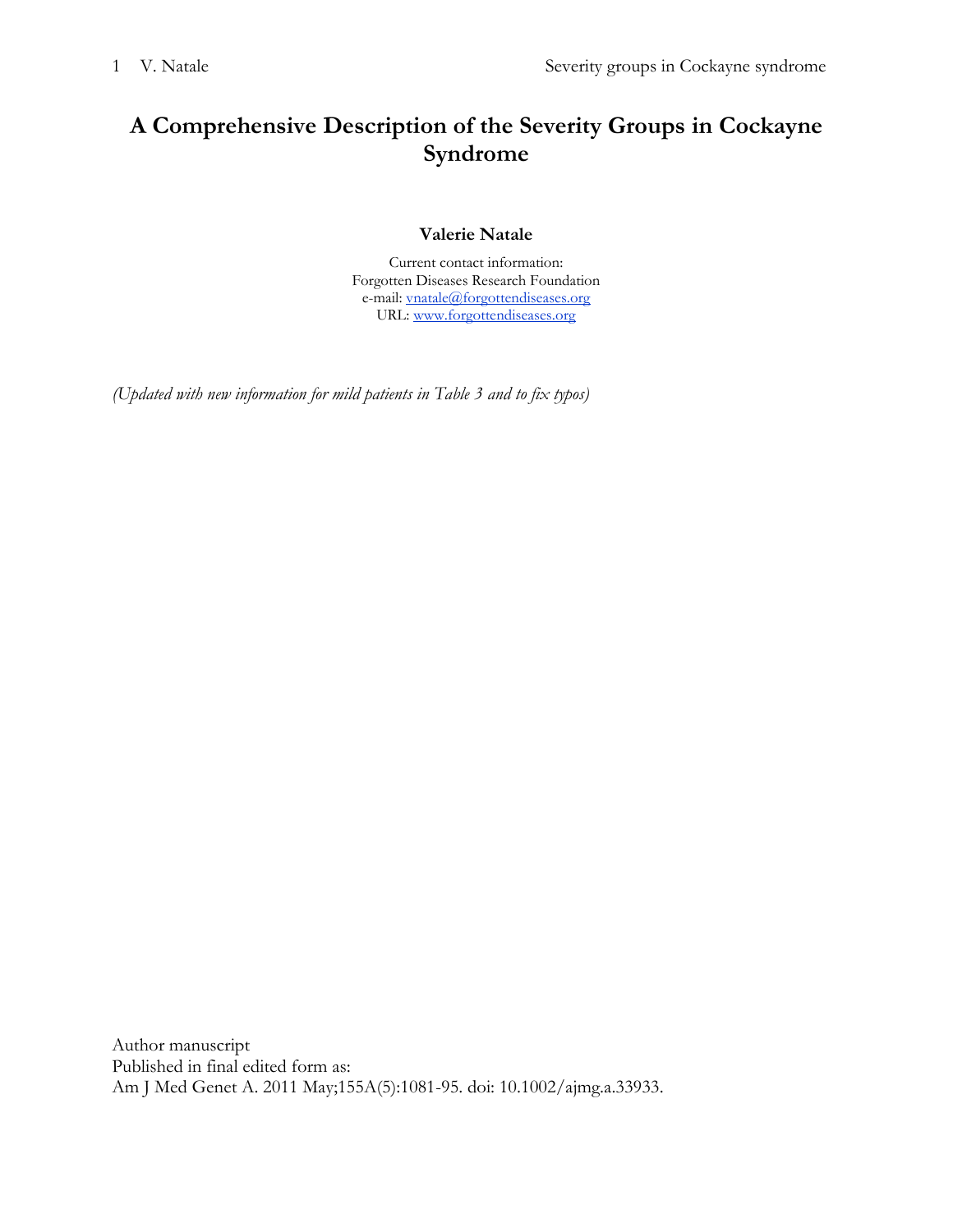# A Comprehensive Description of the Severity Groups in Cockayne Syndrome

**Valerie Natale**

Current contact information:
Forgotten Diseases Research Foundation
e-mail: vnatale@forgottendiseases.org
URL: www.forgottendiseases.org

*(Updated with new information for mild patients in Table 3 and to fix typos)*

Author manuscript
Published in final edited form as:
Am J Med Genet A. 2011 May;155A(5):1081-95. doi: 10.1002/ajmg.a.33933.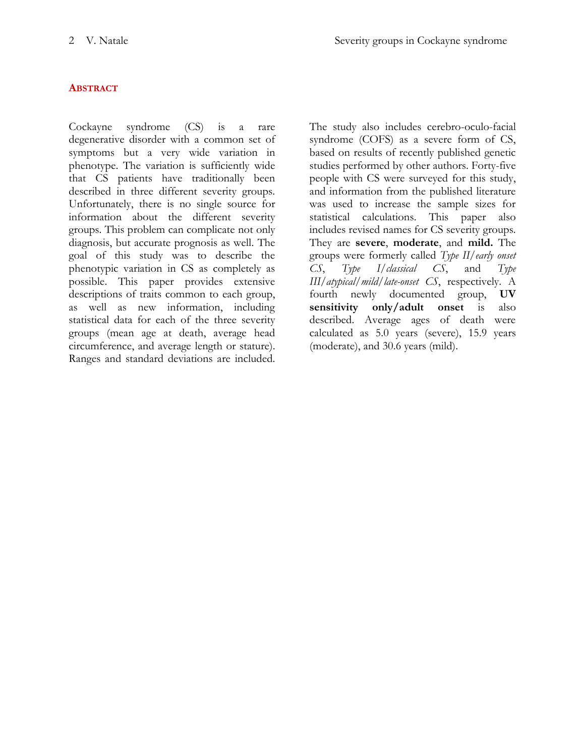## Abstract

Cockayne syndrome (CS) is a rare degenerative disorder with a common set of symptoms but a very wide variation in phenotype. The variation is sufficiently wide that CS patients have traditionally been described in three different severity groups. Unfortunately, there is no single source for information about the different severity groups. This problem can complicate not only diagnosis, but accurate prognosis as well. The goal of this study was to describe the phenotypic variation in CS as completely as possible. This paper provides extensive descriptions of traits common to each group, as well as new information, including statistical data for each of the three severity groups (mean age at death, average head circumference, and average length or stature). Ranges and standard deviations are included. The study also includes cerebro-oculo-facial syndrome (COFS) as a severe form of CS, based on results of recently published genetic studies performed by other authors. Forty-five people with CS were surveyed for this study, and information from the published literature was used to increase the sample sizes for statistical calculations. This paper also includes revised names for CS severity groups. They are **severe**, **moderate**, and **mild.** The groups were formerly called *Type II/early onset CS*, *Type I/classical CS*, and *Type III/atypical/mild/late-onset CS*, respectively. A fourth newly documented group, **UV sensitivity only/adult onset** is also described. Average ages of death were calculated as 5.0 years (severe), 15.9 years (moderate), and 30.6 years (mild).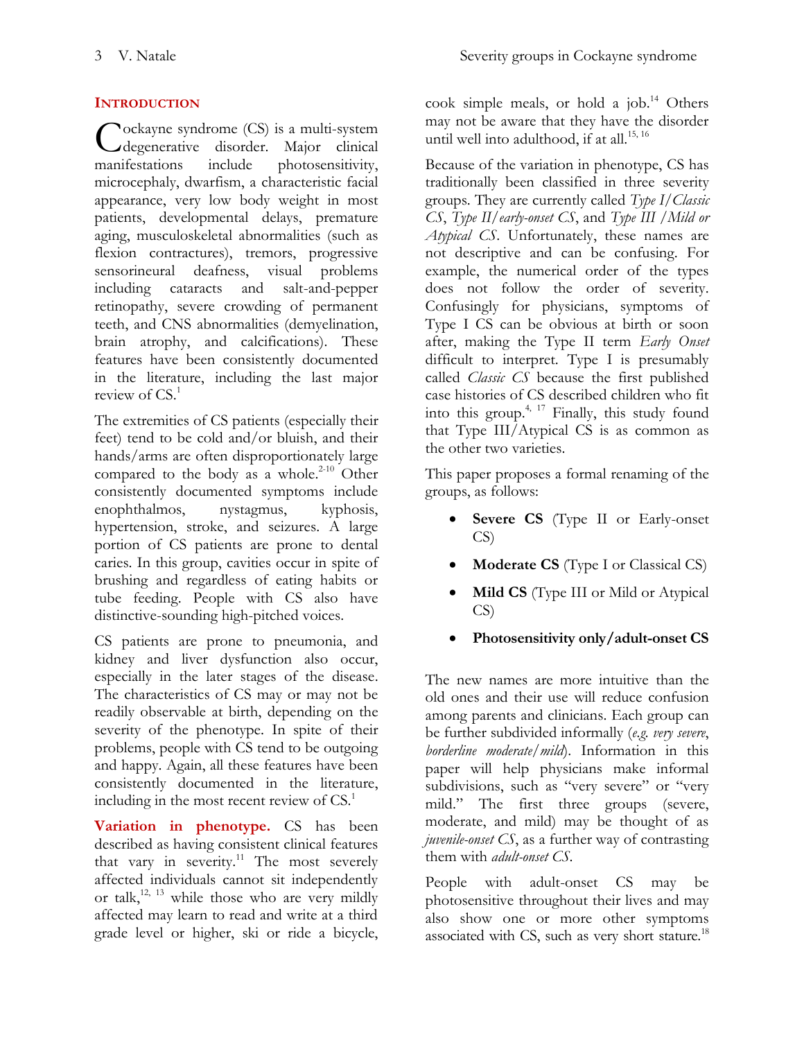## Introduction

Cockayne syndrome (CS) is a multi-system degenerative disorder. Major clinical manifestations include photosensitivity, microcephaly, dwarfism, a characteristic facial appearance, very low body weight in most patients, developmental delays, premature aging, musculoskeletal abnormalities (such as flexion contractures), tremors, progressive sensorineural deafness, visual problems including cataracts and salt-and-pepper retinopathy, severe crowding of permanent teeth, and CNS abnormalities (demyelination, brain atrophy, and calcifications). These features have been consistently documented in the literature, including the last major review of CS.[1]

The extremities of CS patients (especially their feet) tend to be cold and/or bluish, and their hands/arms are often disproportionately large compared to the body as a whole.[2-10] Other consistently documented symptoms include enophthalmos, nystagmus, kyphosis, hypertension, stroke, and seizures. A large portion of CS patients are prone to dental caries. In this group, cavities occur in spite of brushing and regardless of eating habits or tube feeding. People with CS also have distinctive-sounding high-pitched voices.

CS patients are prone to pneumonia, and kidney and liver dysfunction also occur, especially in the later stages of the disease. The characteristics of CS may or may not be readily observable at birth, depending on the severity of the phenotype. In spite of their problems, people with CS tend to be outgoing and happy. Again, all these features have been consistently documented in the literature, including in the most recent review of CS.[1]

**Variation in phenotype.** CS has been described as having consistent clinical features that vary in severity.[11] The most severely affected individuals cannot sit independently or talk,[12, 13] while those who are very mildly affected may learn to read and write at a third grade level or higher, ski or ride a bicycle, cook simple meals, or hold a job.[14] Others may not be aware that they have the disorder until well into adulthood, if at all.[15, 16]

Because of the variation in phenotype, CS has traditionally been classified in three severity groups. They are currently called *Type I/Classic CS*, *Type II/early-onset CS*, and *Type III /Mild or Atypical CS*. Unfortunately, these names are not descriptive and can be confusing. For example, the numerical order of the types does not follow the order of severity. Confusingly for physicians, symptoms of Type I CS can be obvious at birth or soon after, making the Type II term *Early Onset* difficult to interpret. Type I is presumably called *Classic CS* because the first published case histories of CS described children who fit into this group.[4, 17] Finally, this study found that Type III/Atypical CS is as common as the other two varieties.

This paper proposes a formal renaming of the groups, as follows:

- **Severe CS** (Type II or Early-onset CS)
- **Moderate CS** (Type I or Classical CS)
- **Mild CS** (Type III or Mild or Atypical CS)
- **Photosensitivity only/adult-onset CS**

The new names are more intuitive than the old ones and their use will reduce confusion among parents and clinicians. Each group can be further subdivided informally (*e.g. very severe*, *borderline moderate/mild*). Information in this paper will help physicians make informal subdivisions, such as "very severe" or "very mild." The first three groups (severe, moderate, and mild) may be thought of as *juvenile-onset CS*, as a further way of contrasting them with *adult-onset CS*.

People with adult-onset CS may be photosensitive throughout their lives and may also show one or more other symptoms associated with CS, such as very short stature.[18]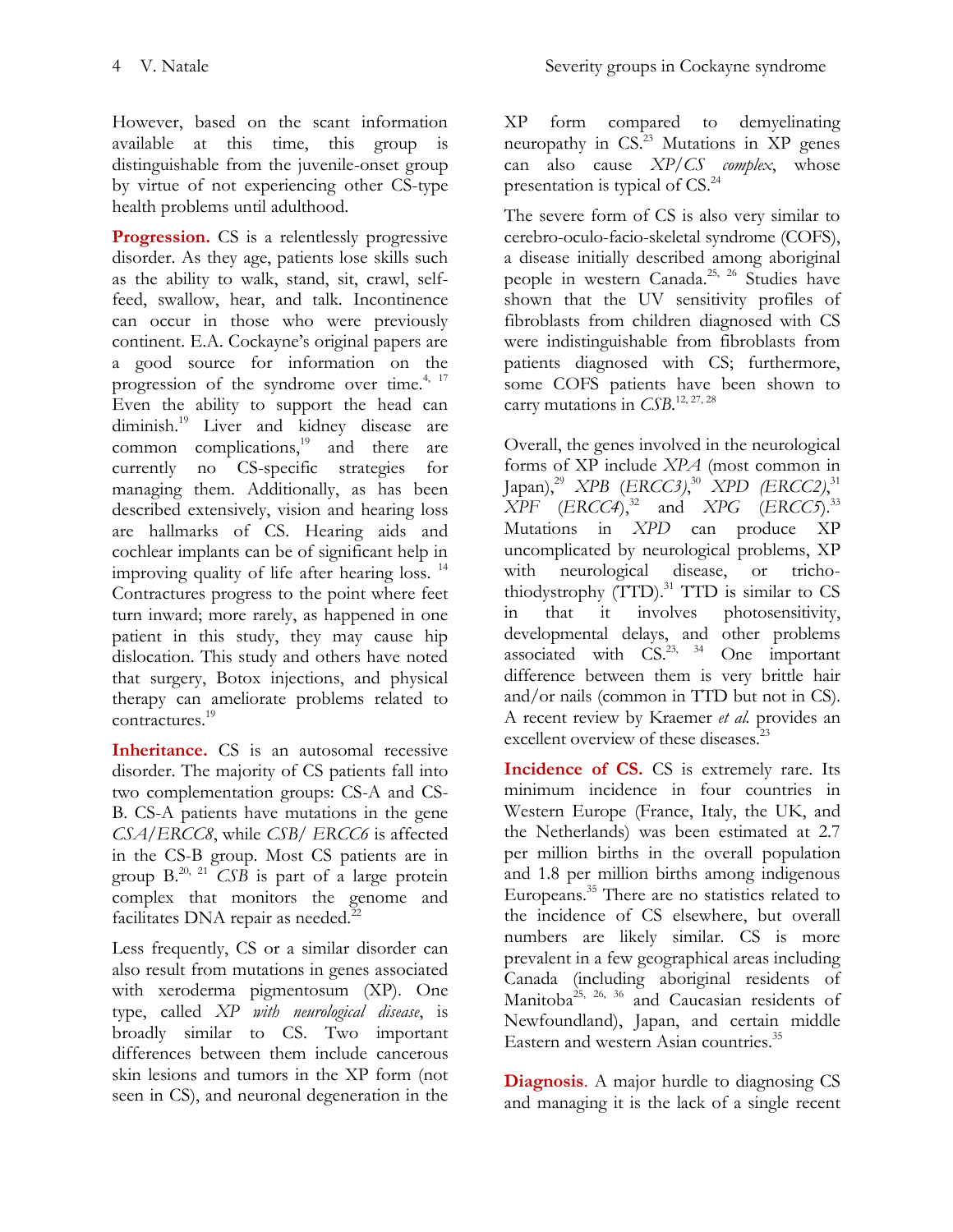However, based on the scant information available at this time, this group is distinguishable from the juvenile-onset group by virtue of not experiencing other CS-type health problems until adulthood.

**Progression.** CS is a relentlessly progressive disorder. As they age, patients lose skills such as the ability to walk, stand, sit, crawl, self-feed, swallow, hear, and talk. Incontinence can occur in those who were previously continent. E.A. Cockayne's original papers are a good source for information on the progression of the syndrome over time.[4, 17] Even the ability to support the head can diminish.[19] Liver and kidney disease are common complications,[19] and there are currently no CS-specific strategies for managing them. Additionally, as has been described extensively, vision and hearing loss are hallmarks of CS. Hearing aids and cochlear implants can be of significant help in improving quality of life after hearing loss. [14] Contractures progress to the point where feet turn inward; more rarely, as happened in one patient in this study, they may cause hip dislocation. This study and others have noted that surgery, Botox injections, and physical therapy can ameliorate problems related to contractures.[19]

**Inheritance.** CS is an autosomal recessive disorder. The majority of CS patients fall into two complementation groups: CS-A and CS-B. CS-A patients have mutations in the gene *CSA*/*ERCC8*, while *CSB*/ *ERCC6* is affected in the CS-B group. Most CS patients are in group B.[20, 21] *CSB* is part of a large protein complex that monitors the genome and facilitates DNA repair as needed.[22]

Less frequently, CS or a similar disorder can also result from mutations in genes associated with xeroderma pigmentosum (XP). One type, called *XP with neurological disease*, is broadly similar to CS. Two important differences between them include cancerous skin lesions and tumors in the XP form (not seen in CS), and neuronal degeneration in the XP form compared to demyelinating neuropathy in CS.[23] Mutations in XP genes can also cause *XP/CS complex*, whose presentation is typical of CS.[24]

The severe form of CS is also very similar to cerebro-oculo-facio-skeletal syndrome (COFS), a disease initially described among aboriginal people in western Canada.[25, 26] Studies have shown that the UV sensitivity profiles of fibroblasts from children diagnosed with CS were indistinguishable from fibroblasts from patients diagnosed with CS; furthermore, some COFS patients have been shown to carry mutations in *CSB*.[12, 27, 28]

Overall, the genes involved in the neurological forms of XP include *XPA* (most common in Japan),[29] *XPB* (*ERCC3*),[30] *XPD* (*ERCC2*),[31] *XPF* (*ERCC4*),[32] and *XPG* (*ERCC5*).[33] Mutations in *XPD* can produce XP uncomplicated by neurological problems, XP with neurological disease, or trichothiodystrophy (TTD).[31] TTD is similar to CS in that it involves photosensitivity, developmental delays, and other problems associated with CS.[23, 34] One important difference between them is very brittle hair and/or nails (common in TTD but not in CS). A recent review by Kraemer *et al.* provides an excellent overview of these diseases.[23]

**Incidence of CS.** CS is extremely rare. Its minimum incidence in four countries in Western Europe (France, Italy, the UK, and the Netherlands) was been estimated at 2.7 per million births in the overall population and 1.8 per million births among indigenous Europeans.[35] There are no statistics related to the incidence of CS elsewhere, but overall numbers are likely similar. CS is more prevalent in a few geographical areas including Canada (including aboriginal residents of Manitoba[25, 26, 36] and Caucasian residents of Newfoundland), Japan, and certain middle Eastern and western Asian countries.[35]

**Diagnosis**. A major hurdle to diagnosing CS and managing it is the lack of a single recent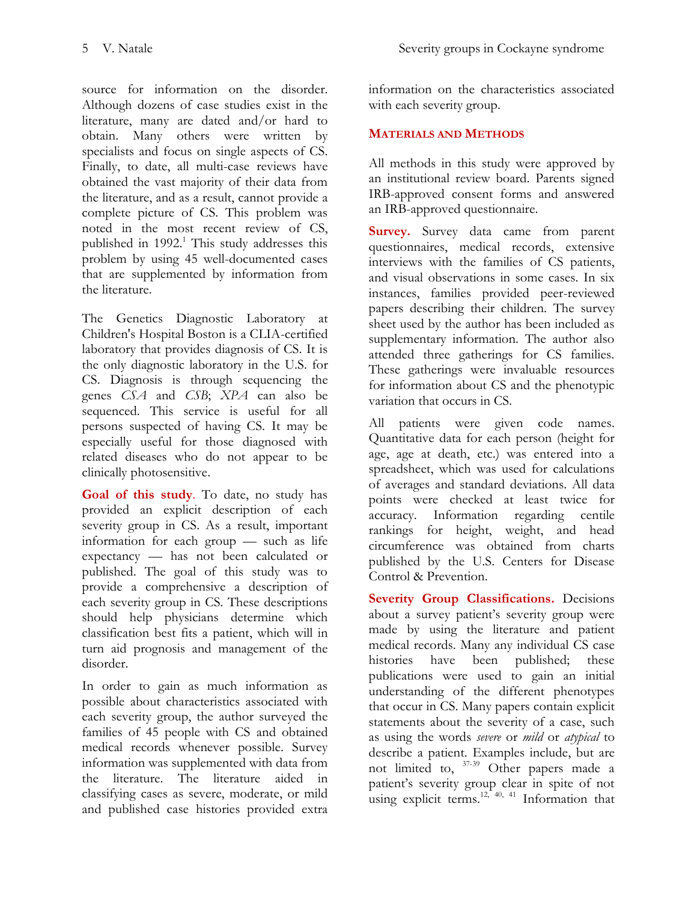source for information on the disorder. Although dozens of case studies exist in the literature, many are dated and/or hard to obtain. Many others were written by specialists and focus on single aspects of CS. Finally, to date, all multi-case reviews have obtained the vast majority of their data from the literature, and as a result, cannot provide a complete picture of CS. This problem was noted in the most recent review of CS, published in 1992.[1] This study addresses this problem by using 45 well-documented cases that are supplemented by information from the literature.

The Genetics Diagnostic Laboratory at Children's Hospital Boston is a CLIA-certified laboratory that provides diagnosis of CS. It is the only diagnostic laboratory in the U.S. for CS. Diagnosis is through sequencing the genes *CSA* and *CSB*; *XPA* can also be sequenced. This service is useful for all persons suspected of having CS. It may be especially useful for those diagnosed with related diseases who do not appear to be clinically photosensitive.

**Goal of this study**. To date, no study has provided an explicit description of each severity group in CS. As a result, important information for each group — such as life expectancy — has not been calculated or published. The goal of this study was to provide a comprehensive a description of each severity group in CS. These descriptions should help physicians determine which classification best fits a patient, which will in turn aid prognosis and management of the disorder.

In order to gain as much information as possible about characteristics associated with each severity group, the author surveyed the families of 45 people with CS and obtained medical records whenever possible. Survey information was supplemented with data from the literature. The literature aided in classifying cases as severe, moderate, or mild and published case histories provided extra information on the characteristics associated with each severity group.

## MATERIALS AND METHODS

All methods in this study were approved by an institutional review board. Parents signed IRB-approved consent forms and answered an IRB-approved questionnaire.

**Survey.** Survey data came from parent questionnaires, medical records, extensive interviews with the families of CS patients, and visual observations in some cases. In six instances, families provided peer-reviewed papers describing their children. The survey sheet used by the author has been included as supplementary information. The author also attended three gatherings for CS families. These gatherings were invaluable resources for information about CS and the phenotypic variation that occurs in CS.

All patients were given code names. Quantitative data for each person (height for age, age at death, etc.) was entered into a spreadsheet, which was used for calculations of averages and standard deviations. All data points were checked at least twice for accuracy. Information regarding centile rankings for height, weight, and head circumference was obtained from charts published by the U.S. Centers for Disease Control & Prevention.

**Severity Group Classifications.** Decisions about a survey patient's severity group were made by using the literature and patient medical records. Many any individual CS case histories have been published; these publications were used to gain an initial understanding of the different phenotypes that occur in CS. Many papers contain explicit statements about the severity of a case, such as using the words *severe* or *mild* or *atypical* to describe a patient. Examples include, but are not limited to, [37-39] Other papers made a patient's severity group clear in spite of not using explicit terms.[12, 40, 41] Information that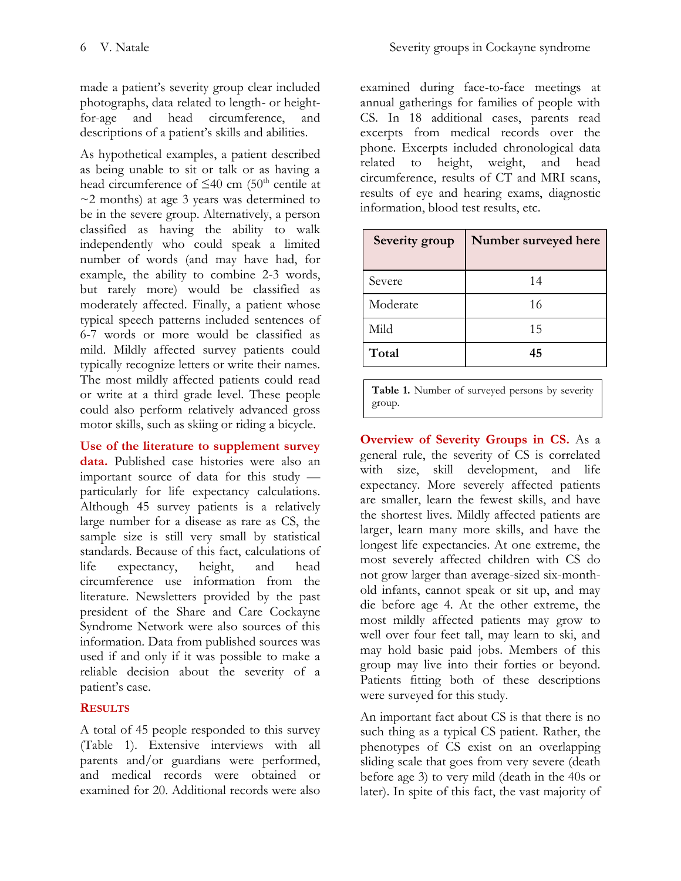made a patient's severity group clear included photographs, data related to length- or height-for-age and head circumference, and descriptions of a patient's skills and abilities.

As hypothetical examples, a patient described as being unable to sit or talk or as having a head circumference of ≤40 cm (50th centile at ~2 months) at age 3 years was determined to be in the severe group. Alternatively, a person classified as having the ability to walk independently who could speak a limited number of words (and may have had, for example, the ability to combine 2-3 words, but rarely more) would be classified as moderately affected. Finally, a patient whose typical speech patterns included sentences of 6-7 words or more would be classified as mild. Mildly affected survey patients could typically recognize letters or write their names. The most mildly affected patients could read or write at a third grade level. These people could also perform relatively advanced gross motor skills, such as skiing or riding a bicycle.

**Use of the literature to supplement survey data.** Published case histories were also an important source of data for this study — particularly for life expectancy calculations. Although 45 survey patients is a relatively large number for a disease as rare as CS, the sample size is still very small by statistical standards. Because of this fact, calculations of life expectancy, height, and head circumference use information from the literature. Newsletters provided by the past president of the Share and Care Cockayne Syndrome Network were also sources of this information. Data from published sources was used if and only if it was possible to make a reliable decision about the severity of a patient's case.

## RESULTS

A total of 45 people responded to this survey (Table 1). Extensive interviews with all parents and/or guardians were performed, and medical records were obtained or examined for 20. Additional records were also examined during face-to-face meetings at annual gatherings for families of people with CS. In 18 additional cases, parents read excerpts from medical records over the phone. Excerpts included chronological data related to height, weight, and head circumference, results of CT and MRI scans, results of eye and hearing exams, diagnostic information, blood test results, etc.

| Severity group | Number surveyed here |
|---|---|
| Severe | 14 |
| Moderate | 16 |
| Mild | 15 |
| **Total** | **45** |

**Table 1.** Number of surveyed persons by severity group.

**Overview of Severity Groups in CS.** As a general rule, the severity of CS is correlated with size, skill development, and life expectancy. More severely affected patients are smaller, learn the fewest skills, and have the shortest lives. Mildly affected patients are larger, learn many more skills, and have the longest life expectancies. At one extreme, the most severely affected children with CS do not grow larger than average-sized six-month-old infants, cannot speak or sit up, and may die before age 4. At the other extreme, the most mildly affected patients may grow to well over four feet tall, may learn to ski, and may hold basic paid jobs. Members of this group may live into their forties or beyond. Patients fitting both of these descriptions were surveyed for this study.

An important fact about CS is that there is no such thing as a typical CS patient. Rather, the phenotypes of CS exist on an overlapping sliding scale that goes from very severe (death before age 3) to very mild (death in the 40s or later). In spite of this fact, the vast majority of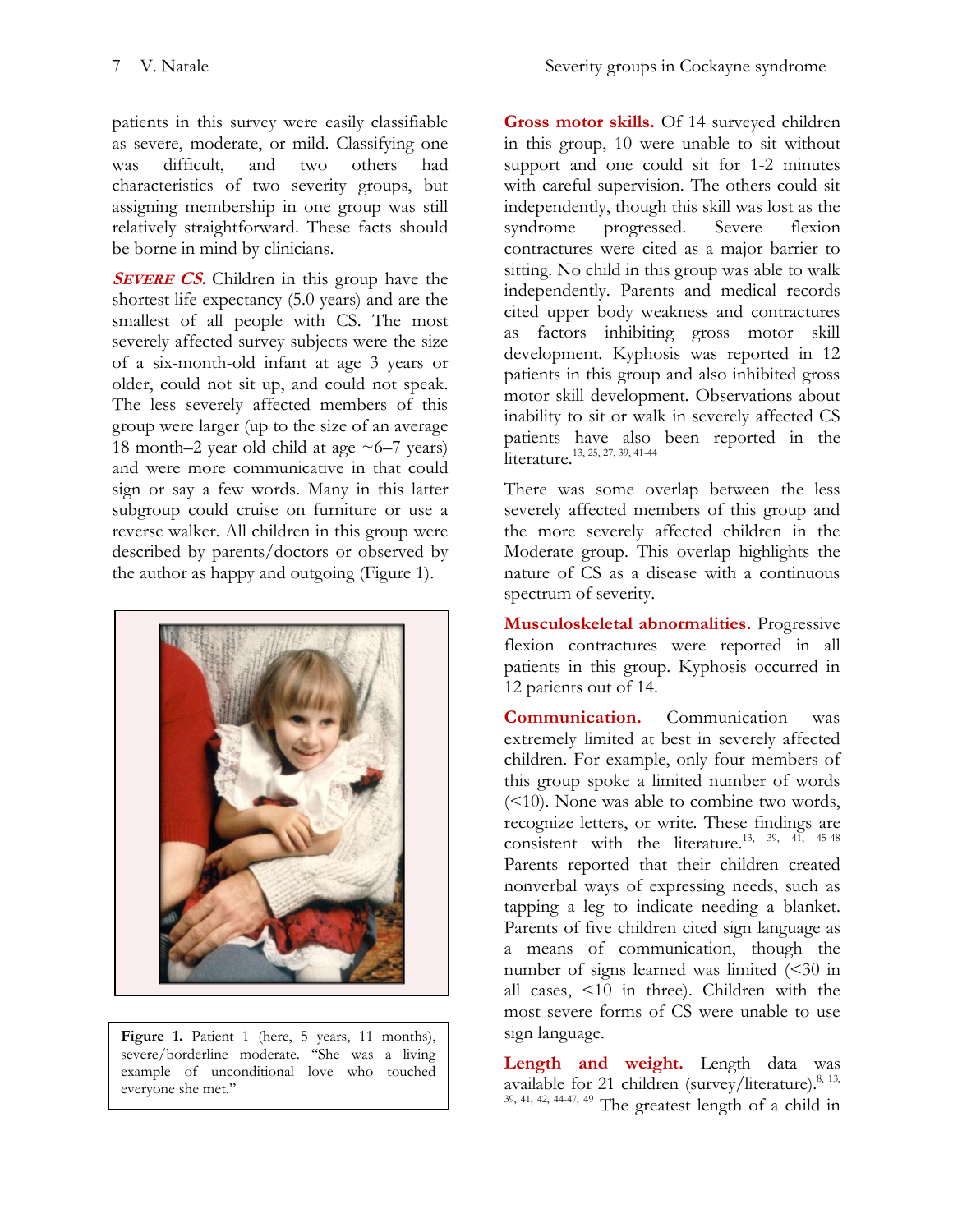patients in this survey were easily classifiable as severe, moderate, or mild. Classifying one was difficult, and two others had characteristics of two severity groups, but assigning membership in one group was still relatively straightforward. These facts should be borne in mind by clinicians.

***Severe CS.*** Children in this group have the shortest life expectancy (5.0 years) and are the smallest of all people with CS. The most severely affected survey subjects were the size of a six-month-old infant at age 3 years or older, could not sit up, and could not speak. The less severely affected members of this group were larger (up to the size of an average 18 month–2 year old child at age ~6–7 years) and were more communicative in that could sign or say a few words. Many in this latter subgroup could cruise on furniture or use a reverse walker. All children in this group were described by parents/doctors or observed by the author as happy and outgoing (Figure 1).

**Figure 1.** Patient 1 (here, 5 years, 11 months), severe/borderline moderate. "She was a living example of unconditional love who touched everyone she met."

**Gross motor skills.** Of 14 surveyed children in this group, 10 were unable to sit without support and one could sit for 1-2 minutes with careful supervision. The others could sit independently, though this skill was lost as the syndrome progressed. Severe flexion contractures were cited as a major barrier to sitting. No child in this group was able to walk independently. Parents and medical records cited upper body weakness and contractures as factors inhibiting gross motor skill development. Kyphosis was reported in 12 patients in this group and also inhibited gross motor skill development. Observations about inability to sit or walk in severely affected CS patients have also been reported in the literature.[13, 25, 27, 39, 41-44]

There was some overlap between the less severely affected members of this group and the more severely affected children in the Moderate group. This overlap highlights the nature of CS as a disease with a continuous spectrum of severity.

**Musculoskeletal abnormalities.** Progressive flexion contractures were reported in all patients in this group. Kyphosis occurred in 12 patients out of 14.

**Communication.** Communication was extremely limited at best in severely affected children. For example, only four members of this group spoke a limited number of words (<10). None was able to combine two words, recognize letters, or write. These findings are consistent with the literature.[13, 39, 41, 45-48] Parents reported that their children created nonverbal ways of expressing needs, such as tapping a leg to indicate needing a blanket. Parents of five children cited sign language as a means of communication, though the number of signs learned was limited (<30 in all cases, <10 in three). Children with the most severe forms of CS were unable to use sign language.

**Length and weight.** Length data was available for 21 children (survey/literature).[8, 13, 39, 41, 42, 44-47, 49] The greatest length of a child in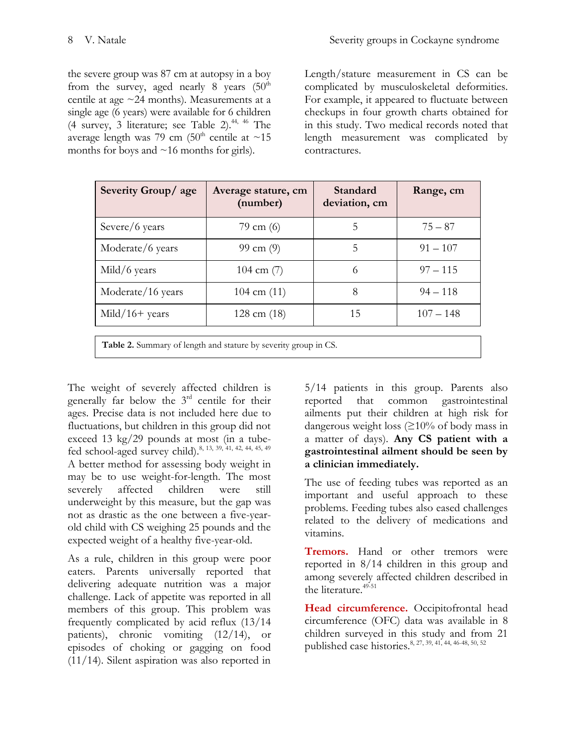the severe group was 87 cm at autopsy in a boy from the survey, aged nearly 8 years (50th centile at age ~24 months). Measurements at a single age (6 years) were available for 6 children (4 survey, 3 literature; see Table 2).[44, 46] The average length was 79 cm (50th centile at ~15 months for boys and ~16 months for girls).

Length/stature measurement in CS can be complicated by musculoskeletal deformities. For example, it appeared to fluctuate between checkups in four growth charts obtained for in this study. Two medical records noted that length measurement was complicated by contractures.

| Severity Group/ age | Average stature, cm (number) | Standard deviation, cm | Range, cm |
|---|---|---|---|
| Severe/6 years | 79 cm (6) | 5 | 75 – 87 |
| Moderate/6 years | 99 cm (9) | 5 | 91 – 107 |
| Mild/6 years | 104 cm (7) | 6 | 97 – 115 |
| Moderate/16 years | 104 cm (11) | 8 | 94 – 118 |
| Mild/16+ years | 128 cm (18) | 15 | 107 – 148 |

**Table 2.** Summary of length and stature by severity group in CS.

The weight of severely affected children is generally far below the 3rd centile for their ages. Precise data is not included here due to fluctuations, but children in this group did not exceed 13 kg/29 pounds at most (in a tube-fed school-aged survey child).[8, 13, 39, 41, 42, 44, 45, 49] A better method for assessing body weight in may be to use weight-for-length. The most severely affected children were still underweight by this measure, but the gap was not as drastic as the one between a five-year-old child with CS weighing 25 pounds and the expected weight of a healthy five-year-old.

As a rule, children in this group were poor eaters. Parents universally reported that delivering adequate nutrition was a major challenge. Lack of appetite was reported in all members of this group. This problem was frequently complicated by acid reflux (13/14 patients), chronic vomiting (12/14), or episodes of choking or gagging on food (11/14). Silent aspiration was also reported in 5/14 patients in this group. Parents also reported that common gastrointestinal ailments put their children at high risk for dangerous weight loss (≥10% of body mass in a matter of days). **Any CS patient with a gastrointestinal ailment should be seen by a clinician immediately.**

The use of feeding tubes was reported as an important and useful approach to these problems. Feeding tubes also eased challenges related to the delivery of medications and vitamins.

**Tremors.** Hand or other tremors were reported in 8/14 children in this group and among severely affected children described in the literature.[49-51]

**Head circumference.** Occipitofrontal head circumference (OFC) data was available in 8 children surveyed in this study and from 21 published case histories.[8, 27, 39, 41, 44, 46-48, 50, 52]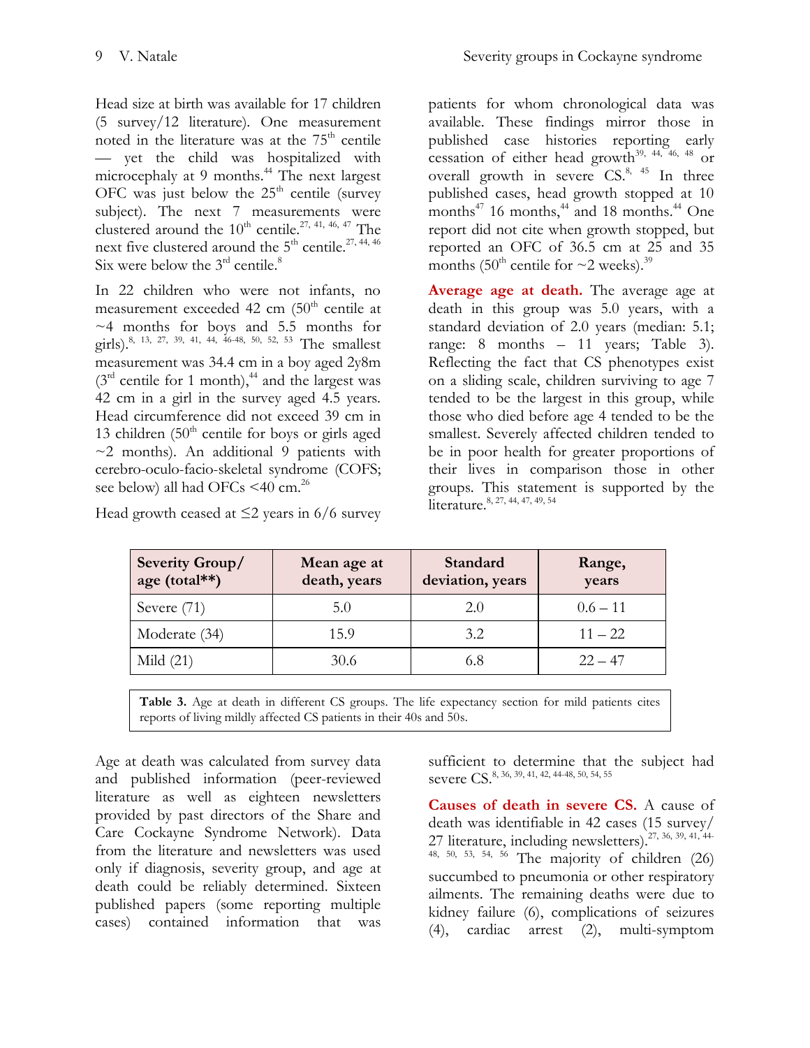Head size at birth was available for 17 children (5 survey/12 literature). One measurement noted in the literature was at the 75th centile — yet the child was hospitalized with microcephaly at 9 months.[44] The next largest OFC was just below the 25th centile (survey subject). The next 7 measurements were clustered around the 10th centile.[27, 41, 46, 47] The next five clustered around the 5th centile.[27, 44, 46] Six were below the 3rd centile.[8]

In 22 children who were not infants, no measurement exceeded 42 cm (50th centile at ~4 months for boys and 5.5 months for girls).[8, 13, 27, 39, 41, 44, 46-48, 50, 52, 53] The smallest measurement was 34.4 cm in a boy aged 2y8m (3rd centile for 1 month),[44] and the largest was 42 cm in a girl in the survey aged 4.5 years. Head circumference did not exceed 39 cm in 13 children (50th centile for boys or girls aged ~2 months). An additional 9 patients with cerebro-oculo-facio-skeletal syndrome (COFS; see below) all had OFCs <40 cm.[26]

Head growth ceased at ≤2 years in 6/6 survey patients for whom chronological data was available. These findings mirror those in published case histories reporting early cessation of either head growth[39, 44, 46, 48] or overall growth in severe CS.[8, 45] In three published cases, head growth stopped at 10 months[47] 16 months,[44] and 18 months.[44] One report did not cite when growth stopped, but reported an OFC of 36.5 cm at 25 and 35 months (50th centile for ~2 weeks).[39]

**Average age at death.** The average age at death in this group was 5.0 years, with a standard deviation of 2.0 years (median: 5.1; range: 8 months – 11 years; Table 3). Reflecting the fact that CS phenotypes exist on a sliding scale, children surviving to age 7 tended to be the largest in this group, while those who died before age 4 tended to be the smallest. Severely affected children tended to be in poor health for greater proportions of their lives in comparison those in other groups. This statement is supported by the literature.[8, 27, 44, 47, 49, 54]

| Severity Group/ age (total**) | Mean age at death, years | Standard deviation, years | Range, years |
|---|---|---|---|
| Severe (71) | 5.0 | 2.0 | 0.6 – 11 |
| Moderate (34) | 15.9 | 3.2 | 11 – 22 |
| Mild (21) | 30.6 | 6.8 | 22 – 47 |

**Table 3.** Age at death in different CS groups. The life expectancy section for mild patients cites reports of living mildly affected CS patients in their 40s and 50s.

Age at death was calculated from survey data and published information (peer-reviewed literature as well as eighteen newsletters provided by past directors of the Share and Care Cockayne Syndrome Network). Data from the literature and newsletters was used only if diagnosis, severity group, and age at death could be reliably determined. Sixteen published papers (some reporting multiple cases) contained information that was sufficient to determine that the subject had severe CS.[8, 36, 39, 41, 42, 44-48, 50, 54, 55]

**Causes of death in severe CS.** A cause of death was identifiable in 42 cases (15 survey/ 27 literature, including newsletters).[27, 36, 39, 41, 44-48, 50, 53, 54, 56] The majority of children (26) succumbed to pneumonia or other respiratory ailments. The remaining deaths were due to kidney failure (6), complications of seizures (4), cardiac arrest (2), multi-symptom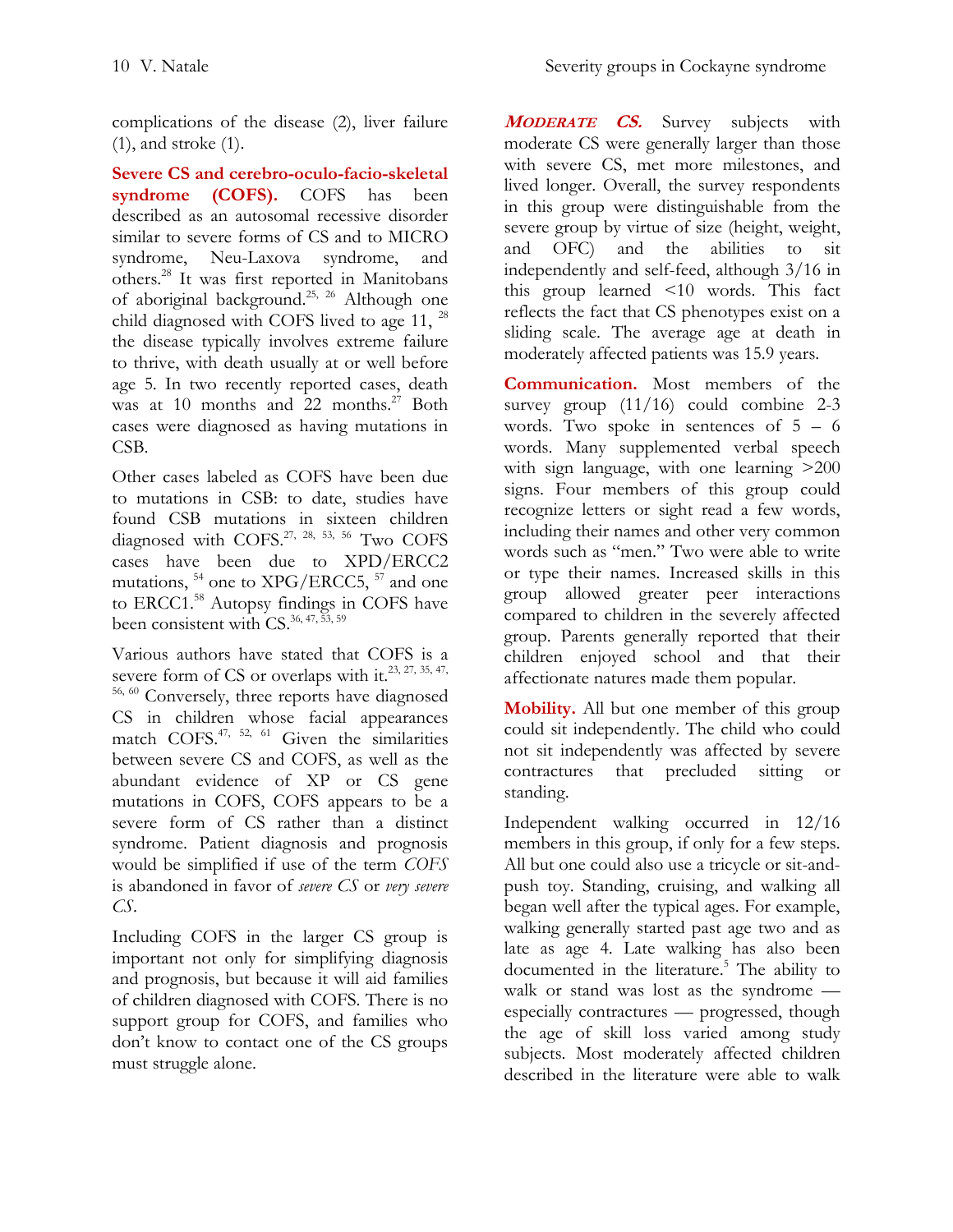complications of the disease (2), liver failure (1), and stroke (1).

**Severe CS and cerebro-oculo-facio-skeletal syndrome (COFS).** COFS has been described as an autosomal recessive disorder similar to severe forms of CS and to MICRO syndrome, Neu-Laxova syndrome, and others.[28] It was first reported in Manitobans of aboriginal background.[25, 26] Although one child diagnosed with COFS lived to age 11, [28] the disease typically involves extreme failure to thrive, with death usually at or well before age 5. In two recently reported cases, death was at 10 months and 22 months.[27] Both cases were diagnosed as having mutations in CSB.

Other cases labeled as COFS have been due to mutations in CSB: to date, studies have found CSB mutations in sixteen children diagnosed with COFS.[27, 28, 53, 56] Two COFS cases have been due to XPD/ERCC2 mutations, [54] one to XPG/ERCC5, [57] and one to ERCC1.[58] Autopsy findings in COFS have been consistent with CS.[36, 47, 53, 59]

Various authors have stated that COFS is a severe form of CS or overlaps with it.[23, 27, 35, 47, 56, 60] Conversely, three reports have diagnosed CS in children whose facial appearances match COFS.[47, 52, 61] Given the similarities between severe CS and COFS, as well as the abundant evidence of XP or CS gene mutations in COFS, COFS appears to be a severe form of CS rather than a distinct syndrome. Patient diagnosis and prognosis would be simplified if use of the term *COFS* is abandoned in favor of *severe CS* or *very severe CS*.

Including COFS in the larger CS group is important not only for simplifying diagnosis and prognosis, but because it will aid families of children diagnosed with COFS. There is no support group for COFS, and families who don't know to contact one of the CS groups must struggle alone.

***MODERATE CS.*** Survey subjects with moderate CS were generally larger than those with severe CS, met more milestones, and lived longer. Overall, the survey respondents in this group were distinguishable from the severe group by virtue of size (height, weight, and OFC) and the abilities to sit independently and self-feed, although 3/16 in this group learned <10 words. This fact reflects the fact that CS phenotypes exist on a sliding scale. The average age at death in moderately affected patients was 15.9 years.

**Communication.** Most members of the survey group (11/16) could combine 2-3 words. Two spoke in sentences of 5 – 6 words. Many supplemented verbal speech with sign language, with one learning >200 signs. Four members of this group could recognize letters or sight read a few words, including their names and other very common words such as "men." Two were able to write or type their names. Increased skills in this group allowed greater peer interactions compared to children in the severely affected group. Parents generally reported that their children enjoyed school and that their affectionate natures made them popular.

**Mobility.** All but one member of this group could sit independently. The child who could not sit independently was affected by severe contractures that precluded sitting or standing.

Independent walking occurred in 12/16 members in this group, if only for a few steps. All but one could also use a tricycle or sit-and-push toy. Standing, cruising, and walking all began well after the typical ages. For example, walking generally started past age two and as late as age 4. Late walking has also been documented in the literature.[5] The ability to walk or stand was lost as the syndrome — especially contractures — progressed, though the age of skill loss varied among study subjects. Most moderately affected children described in the literature were able to walk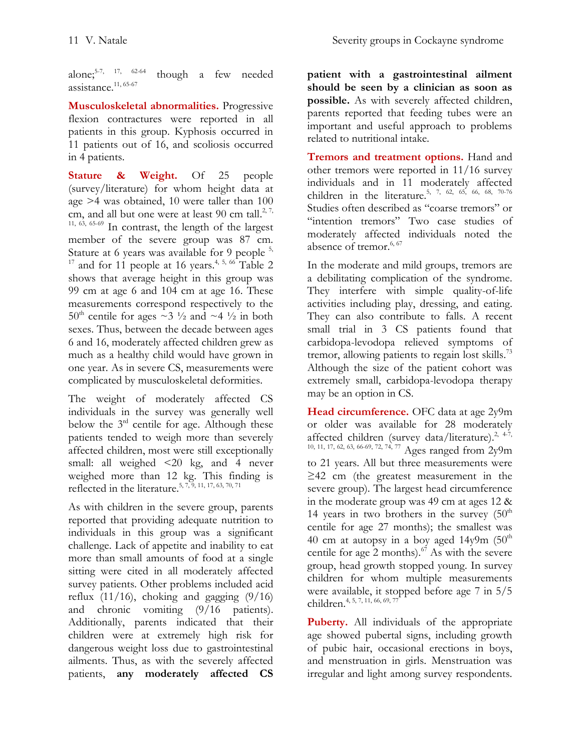alone;[5-7, 17, 62-64] though a few needed assistance.[11, 65-67]

**Musculoskeletal abnormalities.** Progressive flexion contractures were reported in all patients in this group. Kyphosis occurred in 11 patients out of 16, and scoliosis occurred in 4 patients.

**Stature & Weight.** Of 25 people (survey/literature) for whom height data at age >4 was obtained, 10 were taller than 100 cm, and all but one were at least 90 cm tall.[2, 7, 11, 63, 65-69] In contrast, the length of the largest member of the severe group was 87 cm. Stature at 6 years was available for 9 people [5, 17] and for 11 people at 16 years.[4, 5, 66] Table 2 shows that average height in this group was 99 cm at age 6 and 104 cm at age 16. These measurements correspond respectively to the 50th centile for ages ~3 ½ and ~4 ½ in both sexes. Thus, between the decade between ages 6 and 16, moderately affected children grew as much as a healthy child would have grown in one year. As in severe CS, measurements were complicated by musculoskeletal deformities.

The weight of moderately affected CS individuals in the survey was generally well below the 3rd centile for age. Although these patients tended to weigh more than severely affected children, most were still exceptionally small: all weighed <20 kg, and 4 never weighed more than 12 kg. This finding is reflected in the literature.[5, 7, 9, 11, 17, 63, 70, 71]

As with children in the severe group, parents reported that providing adequate nutrition to individuals in this group was a significant challenge. Lack of appetite and inability to eat more than small amounts of food at a single sitting were cited in all moderately affected survey patients. Other problems included acid reflux (11/16), choking and gagging (9/16) and chronic vomiting (9/16 patients). Additionally, parents indicated that their children were at extremely high risk for dangerous weight loss due to gastrointestinal ailments. Thus, as with the severely affected patients, **any moderately affected CS patient with a gastrointestinal ailment should be seen by a clinician as soon as possible.** As with severely affected children, parents reported that feeding tubes were an important and useful approach to problems related to nutritional intake.

**Tremors and treatment options.** Hand and other tremors were reported in 11/16 survey individuals and in 11 moderately affected children in the literature.[5, 7, 62, 65, 66, 68, 70-76] Studies often described as "coarse tremors" or "intention tremors" Two case studies of moderately affected individuals noted the absence of tremor.[6, 67]

In the moderate and mild groups, tremors are a debilitating complication of the syndrome. They interfere with simple quality-of-life activities including play, dressing, and eating. They can also contribute to falls. A recent small trial in 3 CS patients found that carbidopa-levodopa relieved symptoms of tremor, allowing patients to regain lost skills.[73] Although the size of the patient cohort was extremely small, carbidopa-levodopa therapy may be an option in CS.

**Head circumference.** OFC data at age 2y9m or older was available for 28 moderately affected children (survey data/literature).[2, 4-7, 10, 11, 17, 62, 63, 66-69, 72, 74, 77] Ages ranged from 2y9m to 21 years. All but three measurements were ≥42 cm (the greatest measurement in the severe group). The largest head circumference in the moderate group was 49 cm at ages 12 & 14 years in two brothers in the survey (50th centile for age 27 months); the smallest was 40 cm at autopsy in a boy aged 14y9m (50th centile for age 2 months).[67] As with the severe group, head growth stopped young. In survey children for whom multiple measurements were available, it stopped before age 7 in 5/5 children.[4, 5, 7, 11, 66, 69, 77]

**Puberty.** All individuals of the appropriate age showed pubertal signs, including growth of pubic hair, occasional erections in boys, and menstruation in girls. Menstruation was irregular and light among survey respondents.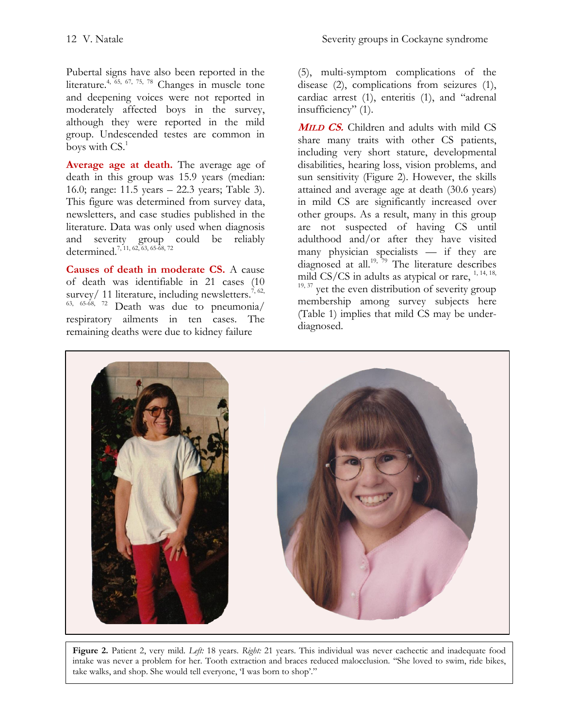Pubertal signs have also been reported in the literature.[4, 65, 67, 75, 78] Changes in muscle tone and deepening voices were not reported in moderately affected boys in the survey, although they were reported in the mild group. Undescended testes are common in boys with CS.[1]

**Average age at death.** The average age of death in this group was 15.9 years (median: 16.0; range: 11.5 years – 22.3 years; Table 3). This figure was determined from survey data, newsletters, and case studies published in the literature. Data was only used when diagnosis and severity group could be reliably determined.[7, 11, 62, 63, 65-68, 72]

**Causes of death in moderate CS.** A cause of death was identifiable in 21 cases (10 survey/ 11 literature, including newsletters.[7, 62, 63, 65-68, 72] Death was due to pneumonia/ respiratory ailments in ten cases. The remaining deaths were due to kidney failure (5), multi-symptom complications of the disease (2), complications from seizures (1), cardiac arrest (1), enteritis (1), and "adrenal insufficiency" (1).

***Mild CS.*** Children and adults with mild CS share many traits with other CS patients, including very short stature, developmental disabilities, hearing loss, vision problems, and sun sensitivity (Figure 2). However, the skills attained and average age at death (30.6 years) in mild CS are significantly increased over other groups. As a result, many in this group are not suspected of having CS until adulthood and/or after they have visited many physician specialists — if they are diagnosed at all.[19, 79] The literature describes mild CS/CS in adults as atypical or rare, [1, 14, 18, 19, 37] yet the even distribution of severity group membership among survey subjects here (Table 1) implies that mild CS may be under-diagnosed.

**Figure 2.** Patient 2, very mild. *Left:* 18 years. *Right:* 21 years. This individual was never cachectic and inadequate food intake was never a problem for her. Tooth extraction and braces reduced malocclusion. "She loved to swim, ride bikes, take walks, and shop. She would tell everyone, 'I was born to shop'."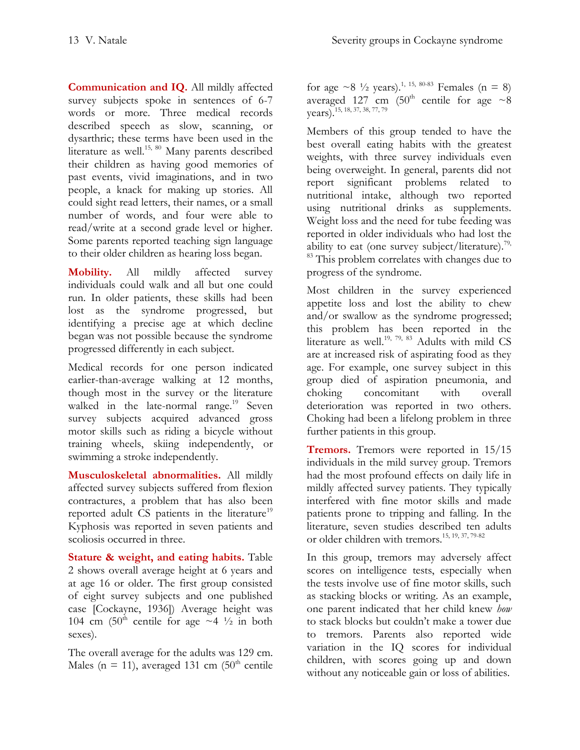**Communication and IQ.** All mildly affected survey subjects spoke in sentences of 6-7 words or more. Three medical records described speech as slow, scanning, or dysarthric; these terms have been used in the literature as well.[15, 80] Many parents described their children as having good memories of past events, vivid imaginations, and in two people, a knack for making up stories. All could sight read letters, their names, or a small number of words, and four were able to read/write at a second grade level or higher. Some parents reported teaching sign language to their older children as hearing loss began.

**Mobility.** All mildly affected survey individuals could walk and all but one could run. In older patients, these skills had been lost as the syndrome progressed, but identifying a precise age at which decline began was not possible because the syndrome progressed differently in each subject.

Medical records for one person indicated earlier-than-average walking at 12 months, though most in the survey or the literature walked in the late-normal range.[19] Seven survey subjects acquired advanced gross motor skills such as riding a bicycle without training wheels, skiing independently, or swimming a stroke independently.

**Musculoskeletal abnormalities.** All mildly affected survey subjects suffered from flexion contractures, a problem that has also been reported adult CS patients in the literature[19] Kyphosis was reported in seven patients and scoliosis occurred in three.

**Stature & weight, and eating habits.** Table 2 shows overall average height at 6 years and at age 16 or older. The first group consisted of eight survey subjects and one published case [Cockayne, 1936]) Average height was 104 cm (50th centile for age ~4 ½ in both sexes).

The overall average for the adults was 129 cm. Males (n = 11), averaged 131 cm (50th centile for age ~8 ½ years).[1, 15, 80-83] Females (n = 8) averaged 127 cm (50th centile for age ~8 years).[15, 18, 37, 38, 77, 79]

Members of this group tended to have the best overall eating habits with the greatest weights, with three survey individuals even being overweight. In general, parents did not report significant problems related to nutritional intake, although two reported using nutritional drinks as supplements. Weight loss and the need for tube feeding was reported in older individuals who had lost the ability to eat (one survey subject/literature).[79, 83] This problem correlates with changes due to progress of the syndrome.

Most children in the survey experienced appetite loss and lost the ability to chew and/or swallow as the syndrome progressed; this problem has been reported in the literature as well.[19, 79, 83] Adults with mild CS are at increased risk of aspirating food as they age. For example, one survey subject in this group died of aspiration pneumonia, and choking concomitant with overall deterioration was reported in two others. Choking had been a lifelong problem in three further patients in this group.

**Tremors.** Tremors were reported in 15/15 individuals in the mild survey group. Tremors had the most profound effects on daily life in mildly affected survey patients. They typically interfered with fine motor skills and made patients prone to tripping and falling. In the literature, seven studies described ten adults or older children with tremors.[15, 19, 37, 79-82]

In this group, tremors may adversely affect scores on intelligence tests, especially when the tests involve use of fine motor skills, such as stacking blocks or writing. As an example, one parent indicated that her child knew *how* to stack blocks but couldn't make a tower due to tremors. Parents also reported wide variation in the IQ scores for individual children, with scores going up and down without any noticeable gain or loss of abilities.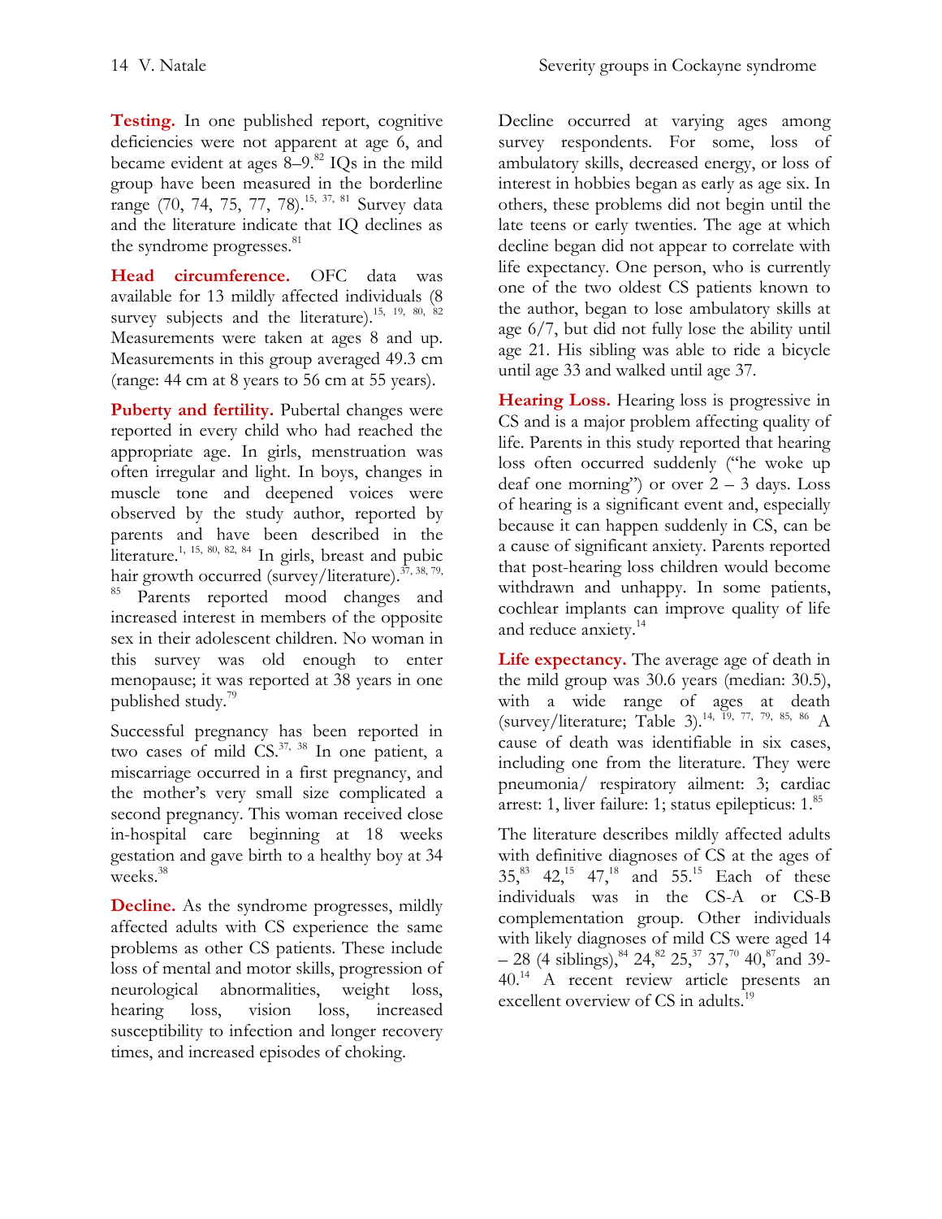**Testing.** In one published report, cognitive deficiencies were not apparent at age 6, and became evident at ages 8–9.[82] IQs in the mild group have been measured in the borderline range (70, 74, 75, 77, 78).[15, 37, 81] Survey data and the literature indicate that IQ declines as the syndrome progresses.[81]

**Head circumference.** OFC data was available for 13 mildly affected individuals (8 survey subjects and the literature).[15, 19, 80, 82] Measurements were taken at ages 8 and up. Measurements in this group averaged 49.3 cm (range: 44 cm at 8 years to 56 cm at 55 years).

**Puberty and fertility.** Pubertal changes were reported in every child who had reached the appropriate age. In girls, menstruation was often irregular and light. In boys, changes in muscle tone and deepened voices were observed by the study author, reported by parents and have been described in the literature.[1, 15, 80, 82, 84] In girls, breast and pubic hair growth occurred (survey/literature).[37, 38, 79, 85] Parents reported mood changes and increased interest in members of the opposite sex in their adolescent children. No woman in this survey was old enough to enter menopause; it was reported at 38 years in one published study.[79]

Successful pregnancy has been reported in two cases of mild CS.[37, 38] In one patient, a miscarriage occurred in a first pregnancy, and the mother's very small size complicated a second pregnancy. This woman received close in-hospital care beginning at 18 weeks gestation and gave birth to a healthy boy at 34 weeks.[38]

**Decline.** As the syndrome progresses, mildly affected adults with CS experience the same problems as other CS patients. These include loss of mental and motor skills, progression of neurological abnormalities, weight loss, hearing loss, vision loss, increased susceptibility to infection and longer recovery times, and increased episodes of choking.

Decline occurred at varying ages among survey respondents. For some, loss of ambulatory skills, decreased energy, or loss of interest in hobbies began as early as age six. In others, these problems did not begin until the late teens or early twenties. The age at which decline began did not appear to correlate with life expectancy. One person, who is currently one of the two oldest CS patients known to the author, began to lose ambulatory skills at age 6/7, but did not fully lose the ability until age 21. His sibling was able to ride a bicycle until age 33 and walked until age 37.

**Hearing Loss.** Hearing loss is progressive in CS and is a major problem affecting quality of life. Parents in this study reported that hearing loss often occurred suddenly ("he woke up deaf one morning") or over 2 – 3 days. Loss of hearing is a significant event and, especially because it can happen suddenly in CS, can be a cause of significant anxiety. Parents reported that post-hearing loss children would become withdrawn and unhappy. In some patients, cochlear implants can improve quality of life and reduce anxiety.[14]

**Life expectancy.** The average age of death in the mild group was 30.6 years (median: 30.5), with a wide range of ages at death (survey/literature; Table 3).[14, 19, 77, 79, 85, 86] A cause of death was identifiable in six cases, including one from the literature. They were pneumonia/ respiratory ailment: 3; cardiac arrest: 1, liver failure: 1; status epilepticus: 1.[85]

The literature describes mildly affected adults with definitive diagnoses of CS at the ages of 35,[83] 42,[15] 47,[18] and 55.[15] Each of these individuals was in the CS-A or CS-B complementation group. Other individuals with likely diagnoses of mild CS were aged 14 – 28 (4 siblings),[84] 24,[82] 25,[37] 37,[70] 40,[87] and 39-40.[14] A recent review article presents an excellent overview of CS in adults.[19]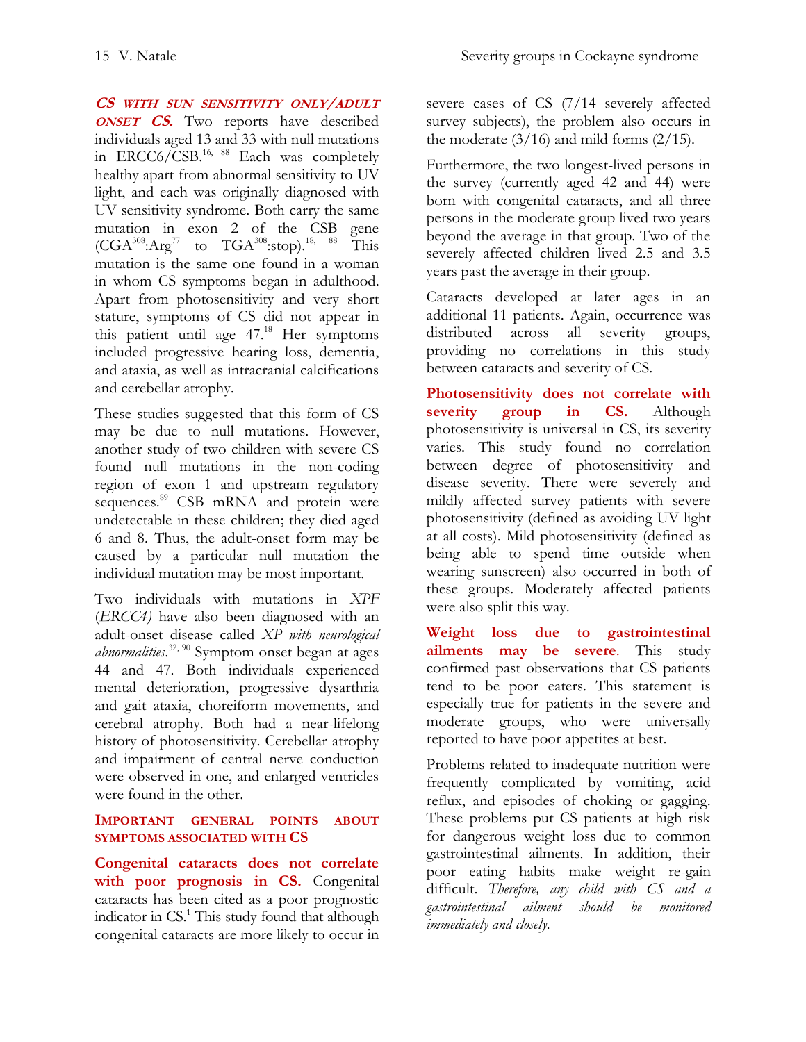**CS WITH SUN SENSITIVITY ONLY/ADULT ONSET CS.** Two reports have described individuals aged 13 and 33 with null mutations in ERCC6/CSB.[16, 88] Each was completely healthy apart from abnormal sensitivity to UV light, and each was originally diagnosed with UV sensitivity syndrome. Both carry the same mutation in exon 2 of the CSB gene ($CGA^{308}$:$Arg^{77}$ to $TGA^{308}$:stop).[18, 88] This mutation is the same one found in a woman in whom CS symptoms began in adulthood. Apart from photosensitivity and very short stature, symptoms of CS did not appear in this patient until age 47.[18] Her symptoms included progressive hearing loss, dementia, and ataxia, as well as intracranial calcifications and cerebellar atrophy.

These studies suggested that this form of CS may be due to null mutations. However, another study of two children with severe CS found null mutations in the non-coding region of exon 1 and upstream regulatory sequences.[89] CSB mRNA and protein were undetectable in these children; they died aged 6 and 8. Thus, the adult-onset form may be caused by a particular null mutation the individual mutation may be most important.

Two individuals with mutations in *XPF* (*ERCC4)* have also been diagnosed with an adult-onset disease called *XP with neurological abnormalities*.[32, 90] Symptom onset began at ages 44 and 47. Both individuals experienced mental deterioration, progressive dysarthria and gait ataxia, choreiform movements, and cerebral atrophy. Both had a near-lifelong history of photosensitivity. Cerebellar atrophy and impairment of central nerve conduction were observed in one, and enlarged ventricles were found in the other.

## IMPORTANT GENERAL POINTS ABOUT SYMPTOMS ASSOCIATED WITH CS

**Congenital cataracts does not correlate with poor prognosis in CS.** Congenital cataracts has been cited as a poor prognostic indicator in CS.[1] This study found that although congenital cataracts are more likely to occur in severe cases of CS (7/14 severely affected survey subjects), the problem also occurs in the moderate (3/16) and mild forms (2/15).

Furthermore, the two longest-lived persons in the survey (currently aged 42 and 44) were born with congenital cataracts, and all three persons in the moderate group lived two years beyond the average in that group. Two of the severely affected children lived 2.5 and 3.5 years past the average in their group.

Cataracts developed at later ages in an additional 11 patients. Again, occurrence was distributed across all severity groups, providing no correlations in this study between cataracts and severity of CS.

**Photosensitivity does not correlate with severity group in CS.** Although photosensitivity is universal in CS, its severity varies. This study found no correlation between degree of photosensitivity and disease severity. There were severely and mildly affected survey patients with severe photosensitivity (defined as avoiding UV light at all costs). Mild photosensitivity (defined as being able to spend time outside when wearing sunscreen) also occurred in both of these groups. Moderately affected patients were also split this way.

**Weight loss due to gastrointestinal ailments may be severe**. This study confirmed past observations that CS patients tend to be poor eaters. This statement is especially true for patients in the severe and moderate groups, who were universally reported to have poor appetites at best.

Problems related to inadequate nutrition were frequently complicated by vomiting, acid reflux, and episodes of choking or gagging. These problems put CS patients at high risk for dangerous weight loss due to common gastrointestinal ailments. In addition, their poor eating habits make weight re-gain difficult. *Therefore, any child with CS and a gastrointestinal ailment should be monitored immediately and closely.*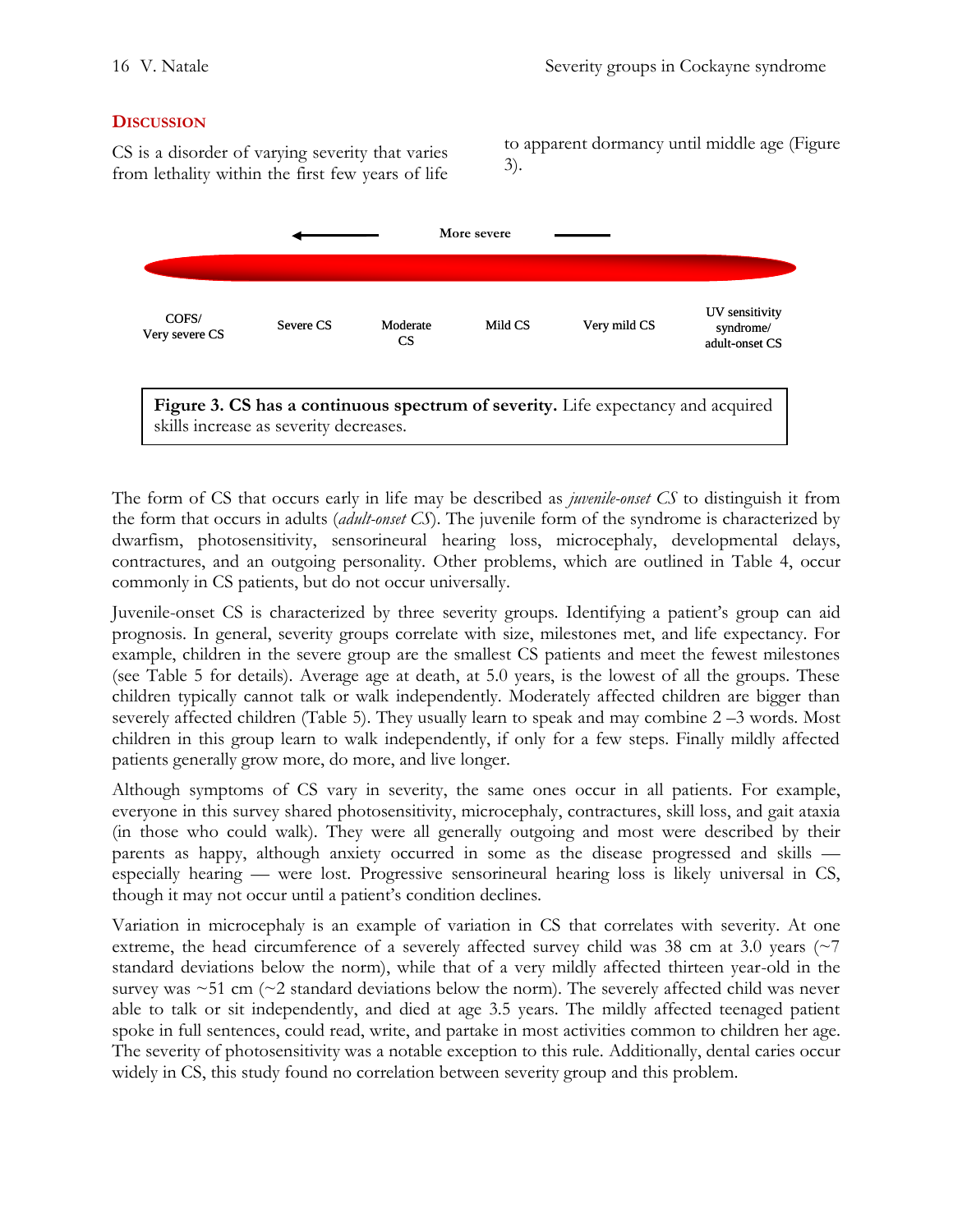## Discussion

CS is a disorder of varying severity that varies from lethality within the first few years of life to apparent dormancy until middle age (Figure 3).

More severe

COFS/ Very severe CS | Severe CS | Moderate CS | Mild CS | Very mild CS | UV sensitivity syndrome/ adult-onset CS

**Figure 3. CS has a continuous spectrum of severity.** Life expectancy and acquired skills increase as severity decreases.

The form of CS that occurs early in life may be described as *juvenile-onset CS* to distinguish it from the form that occurs in adults (*adult-onset CS*). The juvenile form of the syndrome is characterized by dwarfism, photosensitivity, sensorineural hearing loss, microcephaly, developmental delays, contractures, and an outgoing personality. Other problems, which are outlined in Table 4, occur commonly in CS patients, but do not occur universally.

Juvenile-onset CS is characterized by three severity groups. Identifying a patient's group can aid prognosis. In general, severity groups correlate with size, milestones met, and life expectancy. For example, children in the severe group are the smallest CS patients and meet the fewest milestones (see Table 5 for details). Average age at death, at 5.0 years, is the lowest of all the groups. These children typically cannot talk or walk independently. Moderately affected children are bigger than severely affected children (Table 5). They usually learn to speak and may combine 2 –3 words. Most children in this group learn to walk independently, if only for a few steps. Finally mildly affected patients generally grow more, do more, and live longer.

Although symptoms of CS vary in severity, the same ones occur in all patients. For example, everyone in this survey shared photosensitivity, microcephaly, contractures, skill loss, and gait ataxia (in those who could walk). They were all generally outgoing and most were described by their parents as happy, although anxiety occurred in some as the disease progressed and skills — especially hearing — were lost. Progressive sensorineural hearing loss is likely universal in CS, though it may not occur until a patient's condition declines.

Variation in microcephaly is an example of variation in CS that correlates with severity. At one extreme, the head circumference of a severely affected survey child was 38 cm at 3.0 years (~7 standard deviations below the norm), while that of a very mildly affected thirteen year-old in the survey was ~51 cm (~2 standard deviations below the norm). The severely affected child was never able to talk or sit independently, and died at age 3.5 years. The mildly affected teenaged patient spoke in full sentences, could read, write, and partake in most activities common to children her age. The severity of photosensitivity was a notable exception to this rule. Additionally, dental caries occur widely in CS, this study found no correlation between severity group and this problem.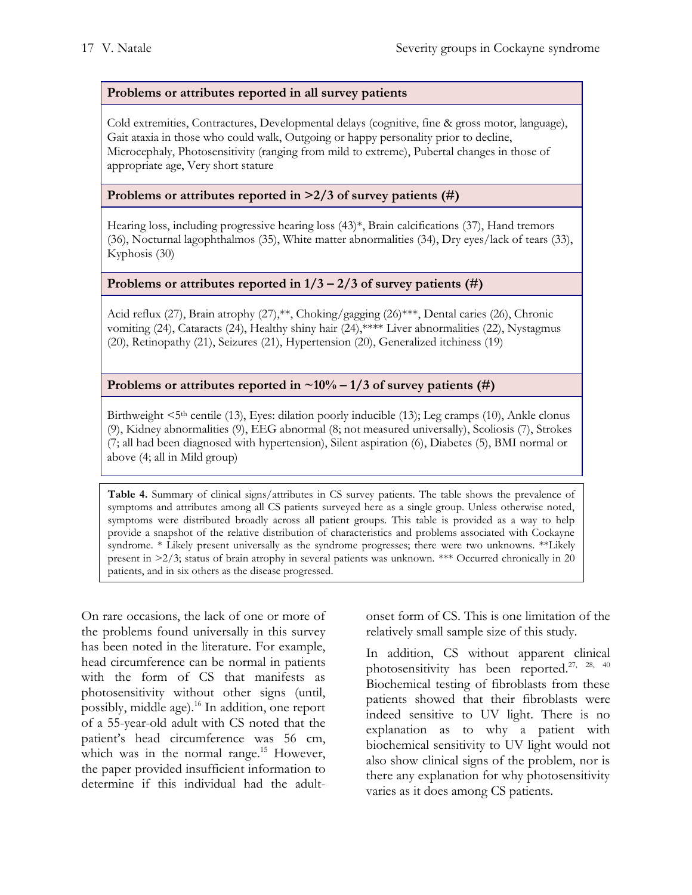| Problems or attributes reported in all survey patients |
|---|
| Cold extremities, Contractures, Developmental delays (cognitive, fine & gross motor, language), Gait ataxia in those who could walk, Outgoing or happy personality prior to decline, Microcephaly, Photosensitivity (ranging from mild to extreme), Pubertal changes in those of appropriate age, Very short stature |
| **Problems or attributes reported in >2/3 of survey patients (#)** |
| Hearing loss, including progressive hearing loss (43)*, Brain calcifications (37), Hand tremors (36), Nocturnal lagophthalmos (35), White matter abnormalities (34), Dry eyes/lack of tears (33), Kyphosis (30) |
| **Problems or attributes reported in 1/3 – 2/3 of survey patients (#)** |
| Acid reflux (27), Brain atrophy (27),**, Choking/gagging (26)***, Dental caries (26), Chronic vomiting (24), Cataracts (24), Healthy shiny hair (24),**** Liver abnormalities (22), Nystagmus (20), Retinopathy (21), Seizures (21), Hypertension (20), Generalized itchiness (19) |
| **Problems or attributes reported in ~10% – 1/3 of survey patients (#)** |
| Birthweight <5th centile (13), Eyes: dilation poorly inducible (13); Leg cramps (10), Ankle clonus (9), Kidney abnormalities (9), EEG abnormal (8; not measured universally), Scoliosis (7), Strokes (7; all had been diagnosed with hypertension), Silent aspiration (6), Diabetes (5), BMI normal or above (4; all in Mild group) |

**Table 4.** Summary of clinical signs/attributes in CS survey patients. The table shows the prevalence of symptoms and attributes among all CS patients surveyed here as a single group. Unless otherwise noted, symptoms were distributed broadly across all patient groups. This table is provided as a way to help provide a snapshot of the relative distribution of characteristics and problems associated with Cockayne syndrome. * Likely present universally as the syndrome progresses; there were two unknowns. **Likely present in >2/3; status of brain atrophy in several patients was unknown. *** Occurred chronically in 20 patients, and in six others as the disease progressed.

On rare occasions, the lack of one or more of the problems found universally in this survey has been noted in the literature. For example, head circumference can be normal in patients with the form of CS that manifests as photosensitivity without other signs (until, possibly, middle age).[16] In addition, one report of a 55-year-old adult with CS noted that the patient's head circumference was 56 cm, which was in the normal range.[15] However, the paper provided insufficient information to determine if this individual had the adult-onset form of CS. This is one limitation of the relatively small sample size of this study.

In addition, CS without apparent clinical photosensitivity has been reported.[27, 28, 40] Biochemical testing of fibroblasts from these patients showed that their fibroblasts were indeed sensitive to UV light. There is no explanation as to why a patient with biochemical sensitivity to UV light would not also show clinical signs of the problem, nor is there any explanation for why photosensitivity varies as it does among CS patients.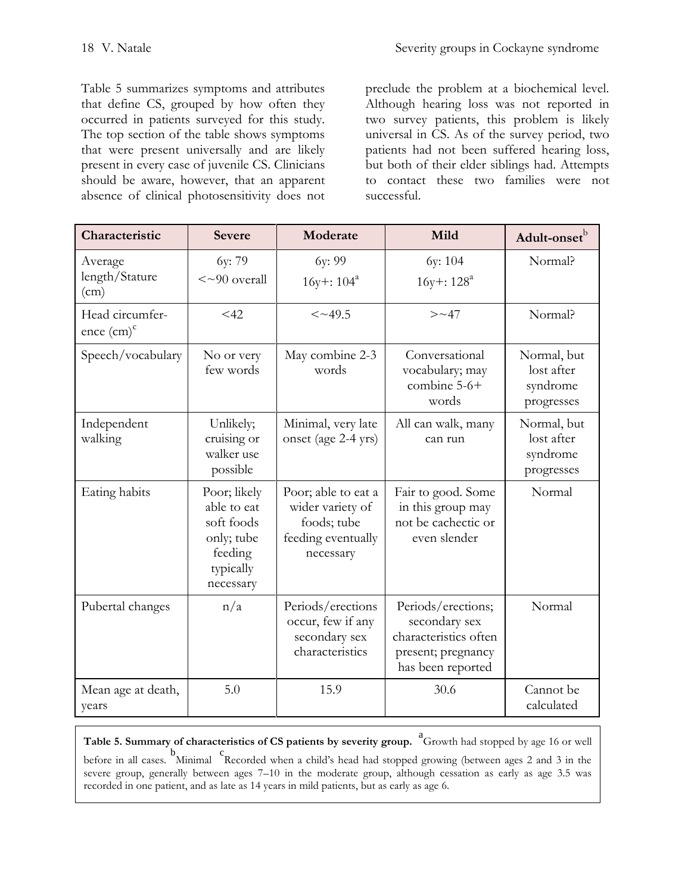Table 5 summarizes symptoms and attributes that define CS, grouped by how often they occurred in patients surveyed for this study. The top section of the table shows symptoms that were present universally and are likely present in every case of juvenile CS. Clinicians should be aware, however, that an apparent absence of clinical photosensitivity does not preclude the problem at a biochemical level. Although hearing loss was not reported in two survey patients, this problem is likely universal in CS. As of the survey period, two patients had not been suffered hearing loss, but both of their elder siblings had. Attempts to contact these two families were not successful.

| Characteristic | Severe | Moderate | Mild | Adult-onset[b] |
|---|---|---|---|---|
| Average length/Stature (cm) | 6y: 79<br><~90 overall | 6y: 99<br>16y+: 104[a] | 6y: 104<br>16y+: 128[a] | Normal? |
| Head circumference (cm)[c] | <42 | <~49.5 | >~47 | Normal? |
| Speech/vocabulary | No or very few words | May combine 2-3 words | Conversational vocabulary; may combine 5-6+ words | Normal, but lost after syndrome progresses |
| Independent walking | Unlikely; cruising or walker use possible | Minimal, very late onset (age 2-4 yrs) | All can walk, many can run | Normal, but lost after syndrome progresses |
| Eating habits | Poor; likely able to eat soft foods only; tube feeding typically necessary | Poor; able to eat a wider variety of foods; tube feeding eventually necessary | Fair to good. Some in this group may not be cachectic or even slender | Normal |
| Pubertal changes | n/a | Periods/erections occur, few if any secondary sex characteristics | Periods/erections; secondary sex characteristics often present; pregnancy has been reported | Normal |
| Mean age at death, years | 5.0 | 15.9 | 30.6 | Cannot be calculated |

**Table 5. Summary of characteristics of CS patients by severity group.** [a]Growth had stopped by age 16 or well before in all cases. [b]Minimal [c]Recorded when a child's head had stopped growing (between ages 2 and 3 in the severe group, generally between ages 7–10 in the moderate group, although cessation as early as age 3.5 was recorded in one patient, and as late as 14 years in mild patients, but as early as age 6.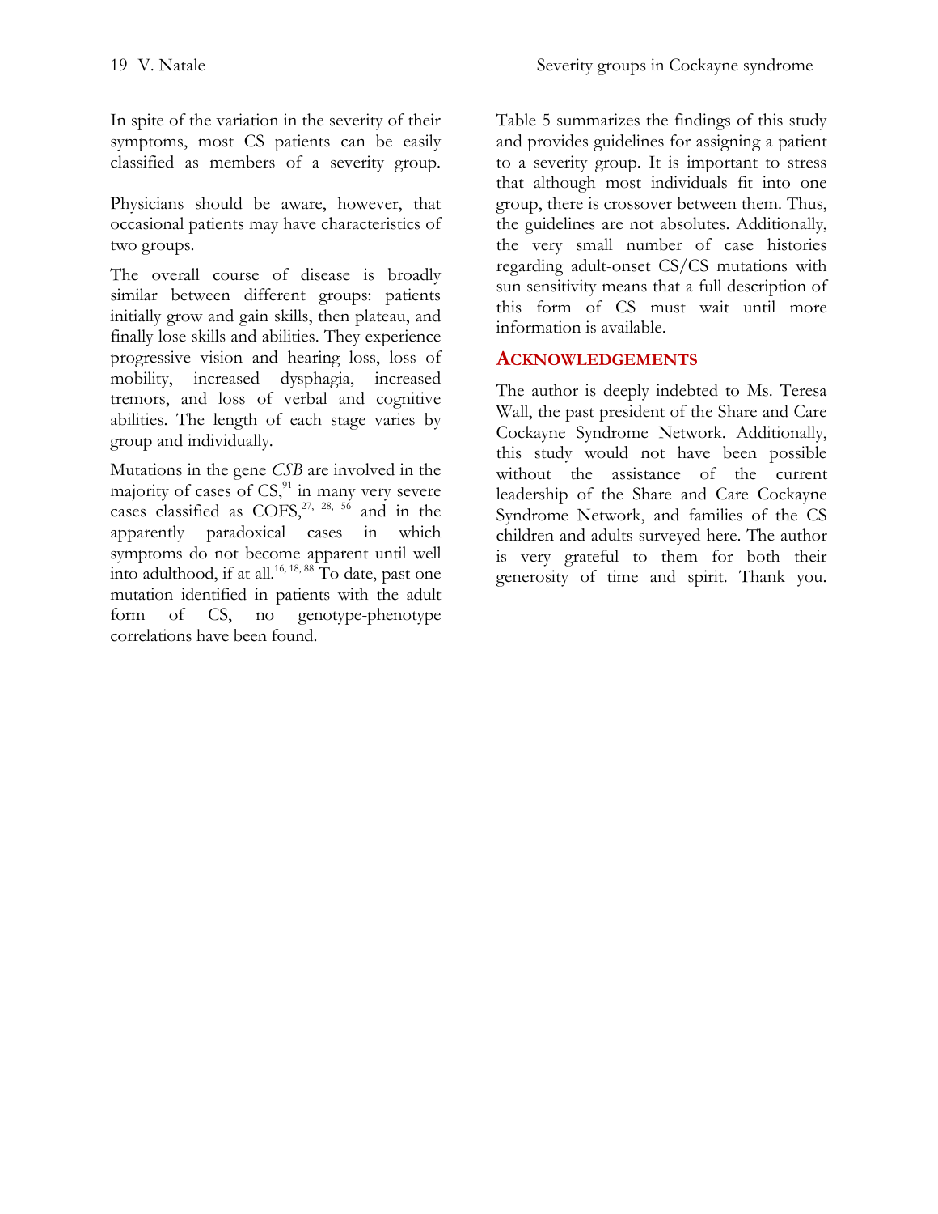In spite of the variation in the severity of their symptoms, most CS patients can be easily classified as members of a severity group.

Physicians should be aware, however, that occasional patients may have characteristics of two groups.

The overall course of disease is broadly similar between different groups: patients initially grow and gain skills, then plateau, and finally lose skills and abilities. They experience progressive vision and hearing loss, loss of mobility, increased dysphagia, increased tremors, and loss of verbal and cognitive abilities. The length of each stage varies by group and individually.

Mutations in the gene *CSB* are involved in the majority of cases of CS,[91] in many very severe cases classified as COFS,[27, 28, 56] and in the apparently paradoxical cases in which symptoms do not become apparent until well into adulthood, if at all.[16, 18, 88] To date, past one mutation identified in patients with the adult form of CS, no genotype-phenotype correlations have been found.

Table 5 summarizes the findings of this study and provides guidelines for assigning a patient to a severity group. It is important to stress that although most individuals fit into one group, there is crossover between them. Thus, the guidelines are not absolutes. Additionally, the very small number of case histories regarding adult-onset CS/CS mutations with sun sensitivity means that a full description of this form of CS must wait until more information is available.

## ACKNOWLEDGEMENTS

The author is deeply indebted to Ms. Teresa Wall, the past president of the Share and Care Cockayne Syndrome Network. Additionally, this study would not have been possible without the assistance of the current leadership of the Share and Care Cockayne Syndrome Network, and families of the CS children and adults surveyed here. The author is very grateful to them for both their generosity of time and spirit. Thank you.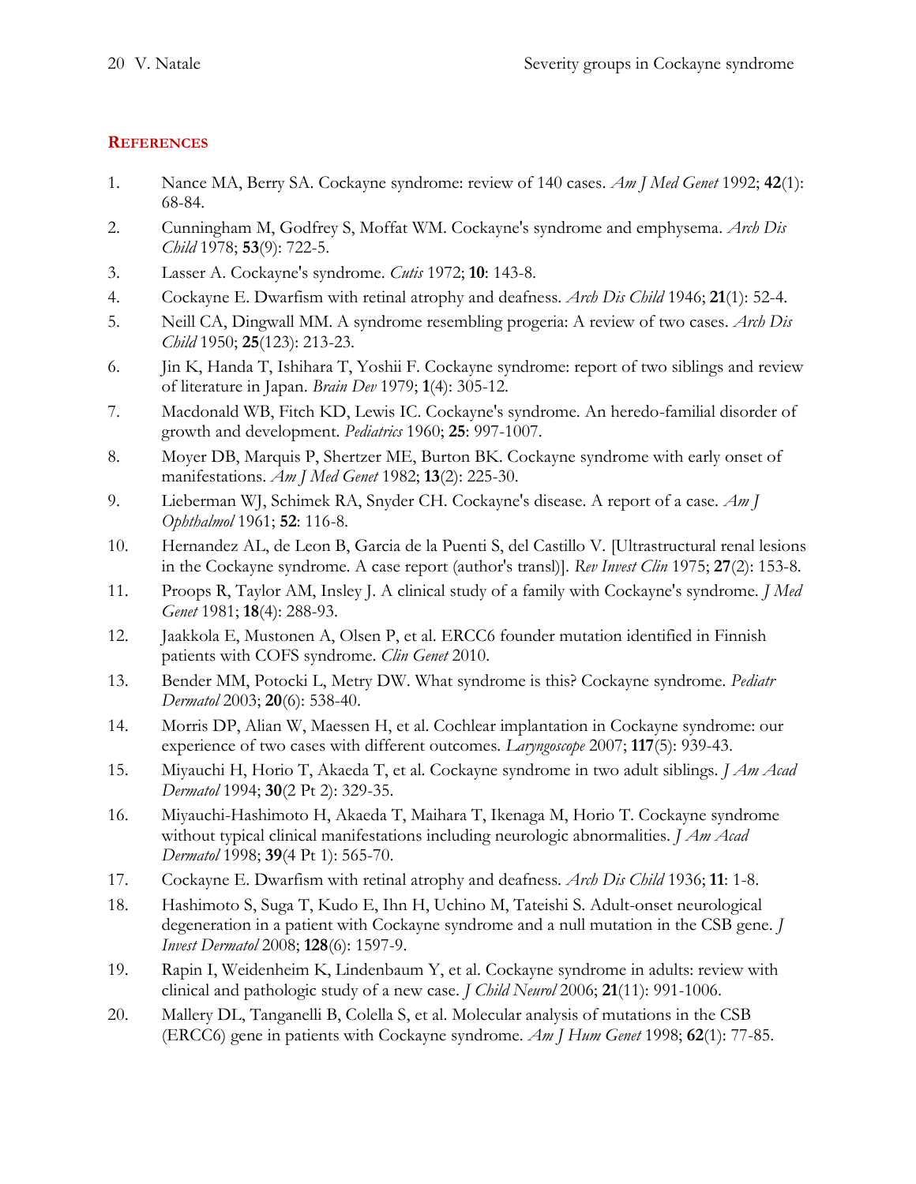## References

1. Nance MA, Berry SA. Cockayne syndrome: review of 140 cases. *Am J Med Genet* 1992; **42**(1): 68-84.
2. Cunningham M, Godfrey S, Moffat WM. Cockayne's syndrome and emphysema. *Arch Dis Child* 1978; **53**(9): 722-5.
3. Lasser A. Cockayne's syndrome. *Cutis* 1972; **10**: 143-8.
4. Cockayne E. Dwarfism with retinal atrophy and deafness. *Arch Dis Child* 1946; **21**(1): 52-4.
5. Neill CA, Dingwall MM. A syndrome resembling progeria: A review of two cases. *Arch Dis Child* 1950; **25**(123): 213-23.
6. Jin K, Handa T, Ishihara T, Yoshii F. Cockayne syndrome: report of two siblings and review of literature in Japan. *Brain Dev* 1979; **1**(4): 305-12.
7. Macdonald WB, Fitch KD, Lewis IC. Cockayne's syndrome. An heredo-familial disorder of growth and development. *Pediatrics* 1960; **25**: 997-1007.
8. Moyer DB, Marquis P, Shertzer ME, Burton BK. Cockayne syndrome with early onset of manifestations. *Am J Med Genet* 1982; **13**(2): 225-30.
9. Lieberman WJ, Schimek RA, Snyder CH. Cockayne's disease. A report of a case. *Am J Ophthalmol* 1961; **52**: 116-8.
10. Hernandez AL, de Leon B, Garcia de la Puenti S, del Castillo V. [Ultrastructural renal lesions in the Cockayne syndrome. A case report (author's transl)]. *Rev Invest Clin* 1975; **27**(2): 153-8.
11. Proops R, Taylor AM, Insley J. A clinical study of a family with Cockayne's syndrome. *J Med Genet* 1981; **18**(4): 288-93.
12. Jaakkola E, Mustonen A, Olsen P, et al. ERCC6 founder mutation identified in Finnish patients with COFS syndrome. *Clin Genet* 2010.
13. Bender MM, Potocki L, Metry DW. What syndrome is this? Cockayne syndrome. *Pediatr Dermatol* 2003; **20**(6): 538-40.
14. Morris DP, Alian W, Maessen H, et al. Cochlear implantation in Cockayne syndrome: our experience of two cases with different outcomes. *Laryngoscope* 2007; **117**(5): 939-43.
15. Miyauchi H, Horio T, Akaeda T, et al. Cockayne syndrome in two adult siblings. *J Am Acad Dermatol* 1994; **30**(2 Pt 2): 329-35.
16. Miyauchi-Hashimoto H, Akaeda T, Maihara T, Ikenaga M, Horio T. Cockayne syndrome without typical clinical manifestations including neurologic abnormalities. *J Am Acad Dermatol* 1998; **39**(4 Pt 1): 565-70.
17. Cockayne E. Dwarfism with retinal atrophy and deafness. *Arch Dis Child* 1936; **11**: 1-8.
18. Hashimoto S, Suga T, Kudo E, Ihn H, Uchino M, Tateishi S. Adult-onset neurological degeneration in a patient with Cockayne syndrome and a null mutation in the CSB gene. *J Invest Dermatol* 2008; **128**(6): 1597-9.
19. Rapin I, Weidenheim K, Lindenbaum Y, et al. Cockayne syndrome in adults: review with clinical and pathologic study of a new case. *J Child Neurol* 2006; **21**(11): 991-1006.
20. Mallery DL, Tanganelli B, Colella S, et al. Molecular analysis of mutations in the CSB (ERCC6) gene in patients with Cockayne syndrome. *Am J Hum Genet* 1998; **62**(1): 77-85.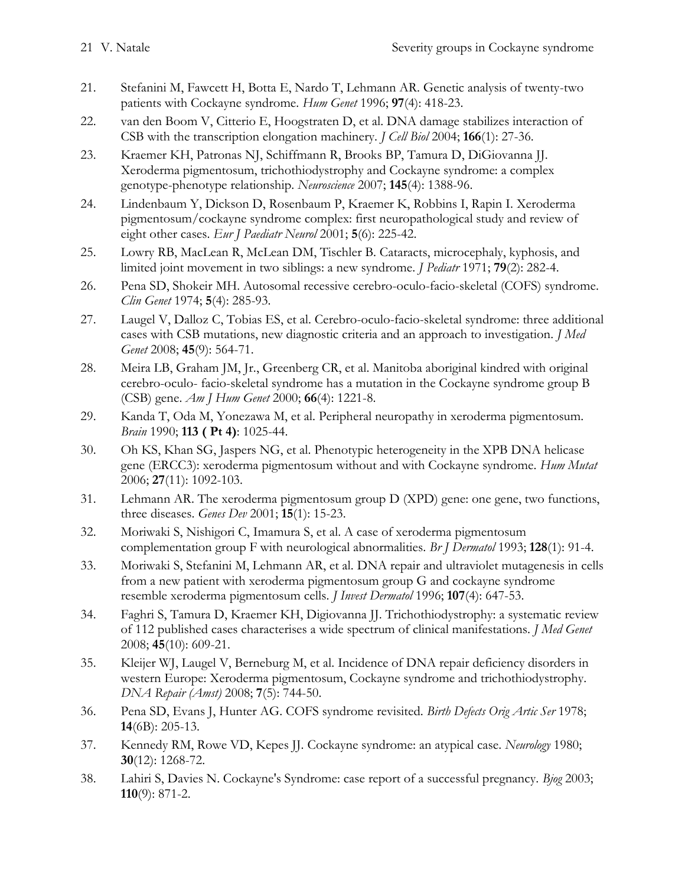21. Stefanini M, Fawcett H, Botta E, Nardo T, Lehmann AR. Genetic analysis of twenty-two patients with Cockayne syndrome. *Hum Genet* 1996; **97**(4): 418-23.
22. van den Boom V, Citterio E, Hoogstraten D, et al. DNA damage stabilizes interaction of CSB with the transcription elongation machinery. *J Cell Biol* 2004; **166**(1): 27-36.
23. Kraemer KH, Patronas NJ, Schiffmann R, Brooks BP, Tamura D, DiGiovanna JJ. Xeroderma pigmentosum, trichothiodystrophy and Cockayne syndrome: a complex genotype-phenotype relationship. *Neuroscience* 2007; **145**(4): 1388-96.
24. Lindenbaum Y, Dickson D, Rosenbaum P, Kraemer K, Robbins I, Rapin I. Xeroderma pigmentosum/cockayne syndrome complex: first neuropathological study and review of eight other cases. *Eur J Paediatr Neurol* 2001; **5**(6): 225-42.
25. Lowry RB, MacLean R, McLean DM, Tischler B. Cataracts, microcephaly, kyphosis, and limited joint movement in two siblings: a new syndrome. *J Pediatr* 1971; **79**(2): 282-4.
26. Pena SD, Shokeir MH. Autosomal recessive cerebro-oculo-facio-skeletal (COFS) syndrome. *Clin Genet* 1974; **5**(4): 285-93.
27. Laugel V, Dalloz C, Tobias ES, et al. Cerebro-oculo-facio-skeletal syndrome: three additional cases with CSB mutations, new diagnostic criteria and an approach to investigation. *J Med Genet* 2008; **45**(9): 564-71.
28. Meira LB, Graham JM, Jr., Greenberg CR, et al. Manitoba aboriginal kindred with original cerebro-oculo- facio-skeletal syndrome has a mutation in the Cockayne syndrome group B (CSB) gene. *Am J Hum Genet* 2000; **66**(4): 1221-8.
29. Kanda T, Oda M, Yonezawa M, et al. Peripheral neuropathy in xeroderma pigmentosum. *Brain* 1990; **113 ( Pt 4)**: 1025-44.
30. Oh KS, Khan SG, Jaspers NG, et al. Phenotypic heterogeneity in the XPB DNA helicase gene (ERCC3): xeroderma pigmentosum without and with Cockayne syndrome. *Hum Mutat* 2006; **27**(11): 1092-103.
31. Lehmann AR. The xeroderma pigmentosum group D (XPD) gene: one gene, two functions, three diseases. *Genes Dev* 2001; **15**(1): 15-23.
32. Moriwaki S, Nishigori C, Imamura S, et al. A case of xeroderma pigmentosum complementation group F with neurological abnormalities. *Br J Dermatol* 1993; **128**(1): 91-4.
33. Moriwaki S, Stefanini M, Lehmann AR, et al. DNA repair and ultraviolet mutagenesis in cells from a new patient with xeroderma pigmentosum group G and cockayne syndrome resemble xeroderma pigmentosum cells. *J Invest Dermatol* 1996; **107**(4): 647-53.
34. Faghri S, Tamura D, Kraemer KH, Digiovanna JJ. Trichothiodystrophy: a systematic review of 112 published cases characterises a wide spectrum of clinical manifestations. *J Med Genet* 2008; **45**(10): 609-21.
35. Kleijer WJ, Laugel V, Berneburg M, et al. Incidence of DNA repair deficiency disorders in western Europe: Xeroderma pigmentosum, Cockayne syndrome and trichothiodystrophy. *DNA Repair (Amst)* 2008; **7**(5): 744-50.
36. Pena SD, Evans J, Hunter AG. COFS syndrome revisited. *Birth Defects Orig Artic Ser* 1978; **14**(6B): 205-13.
37. Kennedy RM, Rowe VD, Kepes JJ. Cockayne syndrome: an atypical case. *Neurology* 1980; **30**(12): 1268-72.
38. Lahiri S, Davies N. Cockayne's Syndrome: case report of a successful pregnancy. *Bjog* 2003; **110**(9): 871-2.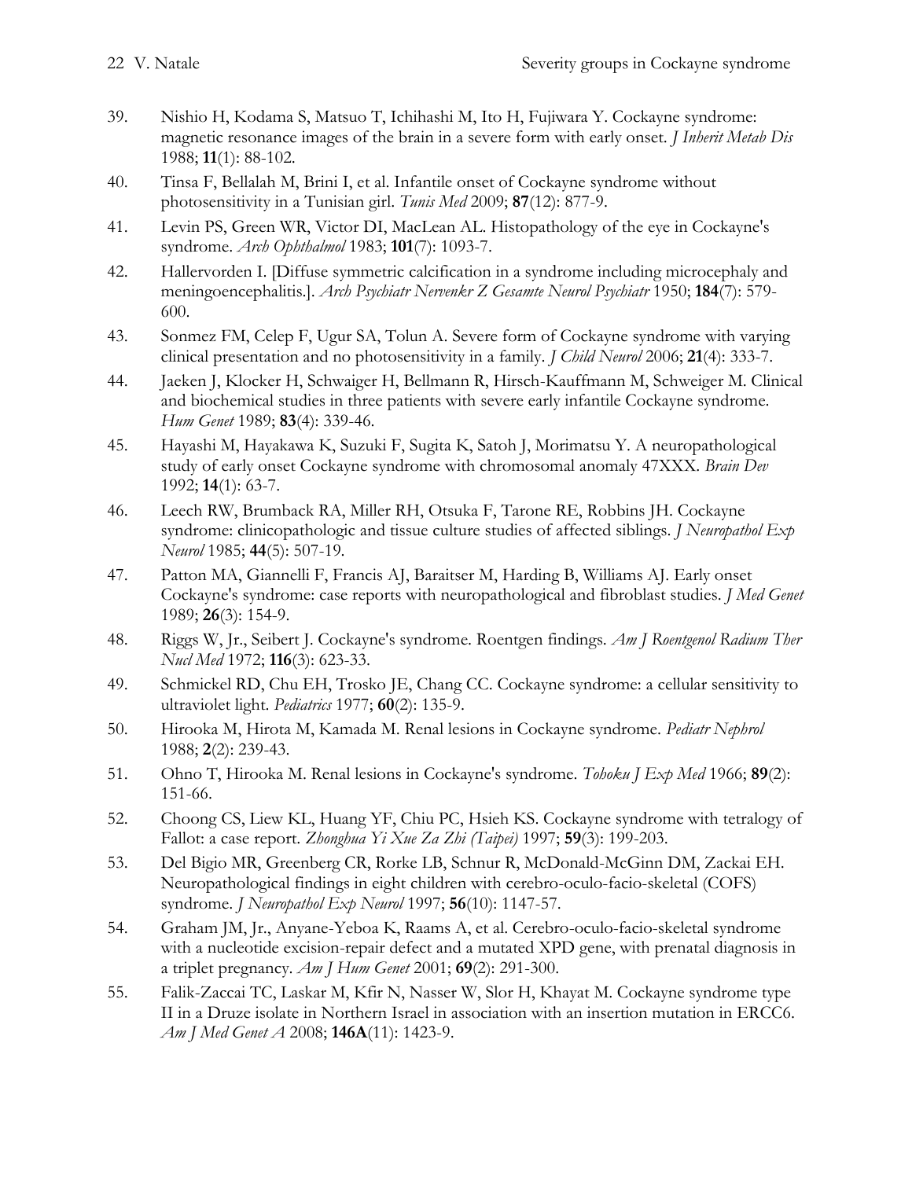39. Nishio H, Kodama S, Matsuo T, Ichihashi M, Ito H, Fujiwara Y. Cockayne syndrome: magnetic resonance images of the brain in a severe form with early onset. *J Inherit Metab Dis* 1988; **11**(1): 88-102.
40. Tinsa F, Bellalah M, Brini I, et al. Infantile onset of Cockayne syndrome without photosensitivity in a Tunisian girl. *Tunis Med* 2009; **87**(12): 877-9.
41. Levin PS, Green WR, Victor DI, MacLean AL. Histopathology of the eye in Cockayne's syndrome. *Arch Ophthalmol* 1983; **101**(7): 1093-7.
42. Hallervorden I. [Diffuse symmetric calcification in a syndrome including microcephaly and meningoencephalitis.]. *Arch Psychiatr Nervenkr Z Gesamte Neurol Psychiatr* 1950; **184**(7): 579-600.
43. Sonmez FM, Celep F, Ugur SA, Tolun A. Severe form of Cockayne syndrome with varying clinical presentation and no photosensitivity in a family. *J Child Neurol* 2006; **21**(4): 333-7.
44. Jaeken J, Klocker H, Schwaiger H, Bellmann R, Hirsch-Kauffmann M, Schweiger M. Clinical and biochemical studies in three patients with severe early infantile Cockayne syndrome. *Hum Genet* 1989; **83**(4): 339-46.
45. Hayashi M, Hayakawa K, Suzuki F, Sugita K, Satoh J, Morimatsu Y. A neuropathological study of early onset Cockayne syndrome with chromosomal anomaly 47XXX. *Brain Dev* 1992; **14**(1): 63-7.
46. Leech RW, Brumback RA, Miller RH, Otsuka F, Tarone RE, Robbins JH. Cockayne syndrome: clinicopathologic and tissue culture studies of affected siblings. *J Neuropathol Exp Neurol* 1985; **44**(5): 507-19.
47. Patton MA, Giannelli F, Francis AJ, Baraitser M, Harding B, Williams AJ. Early onset Cockayne's syndrome: case reports with neuropathological and fibroblast studies. *J Med Genet* 1989; **26**(3): 154-9.
48. Riggs W, Jr., Seibert J. Cockayne's syndrome. Roentgen findings. *Am J Roentgenol Radium Ther Nucl Med* 1972; **116**(3): 623-33.
49. Schmickel RD, Chu EH, Trosko JE, Chang CC. Cockayne syndrome: a cellular sensitivity to ultraviolet light. *Pediatrics* 1977; **60**(2): 135-9.
50. Hirooka M, Hirota M, Kamada M. Renal lesions in Cockayne syndrome. *Pediatr Nephrol* 1988; **2**(2): 239-43.
51. Ohno T, Hirooka M. Renal lesions in Cockayne's syndrome. *Tohoku J Exp Med* 1966; **89**(2): 151-66.
52. Choong CS, Liew KL, Huang YF, Chiu PC, Hsieh KS. Cockayne syndrome with tetralogy of Fallot: a case report. *Zhonghua Yi Xue Za Zhi (Taipei)* 1997; **59**(3): 199-203.
53. Del Bigio MR, Greenberg CR, Rorke LB, Schnur R, McDonald-McGinn DM, Zackai EH. Neuropathological findings in eight children with cerebro-oculo-facio-skeletal (COFS) syndrome. *J Neuropathol Exp Neurol* 1997; **56**(10): 1147-57.
54. Graham JM, Jr., Anyane-Yeboa K, Raams A, et al. Cerebro-oculo-facio-skeletal syndrome with a nucleotide excision-repair defect and a mutated XPD gene, with prenatal diagnosis in a triplet pregnancy. *Am J Hum Genet* 2001; **69**(2): 291-300.
55. Falik-Zaccai TC, Laskar M, Kfir N, Nasser W, Slor H, Khayat M. Cockayne syndrome type II in a Druze isolate in Northern Israel in association with an insertion mutation in ERCC6. *Am J Med Genet A* 2008; **146A**(11): 1423-9.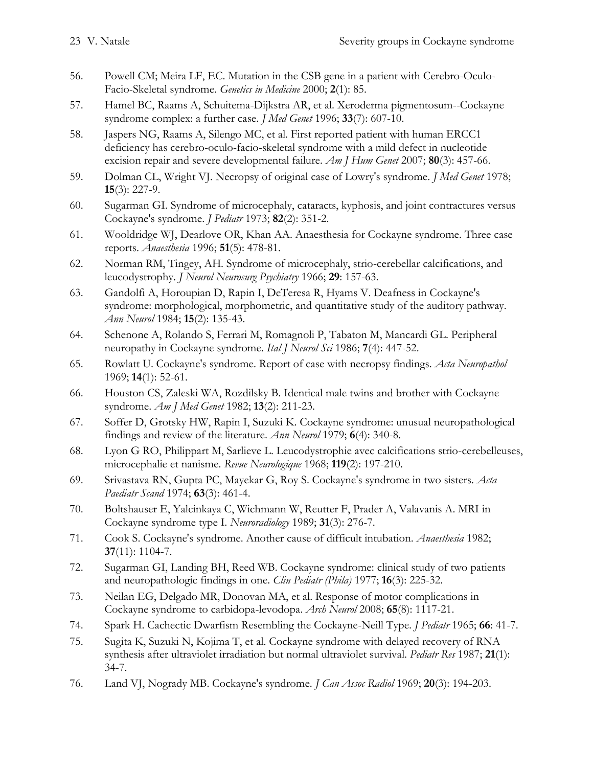56. Powell CM; Meira LF, EC. Mutation in the CSB gene in a patient with Cerebro-Oculo-Facio-Skeletal syndrome. *Genetics in Medicine* 2000; **2**(1): 85.
57. Hamel BC, Raams A, Schuitema-Dijkstra AR, et al. Xeroderma pigmentosum--Cockayne syndrome complex: a further case. *J Med Genet* 1996; **33**(7): 607-10.
58. Jaspers NG, Raams A, Silengo MC, et al. First reported patient with human ERCC1 deficiency has cerebro-oculo-facio-skeletal syndrome with a mild defect in nucleotide excision repair and severe developmental failure. *Am J Hum Genet* 2007; **80**(3): 457-66.
59. Dolman CL, Wright VJ. Necropsy of original case of Lowry's syndrome. *J Med Genet* 1978; **15**(3): 227-9.
60. Sugarman GI. Syndrome of microcephaly, cataracts, kyphosis, and joint contractures versus Cockayne's syndrome. *J Pediatr* 1973; **82**(2): 351-2.
61. Wooldridge WJ, Dearlove OR, Khan AA. Anaesthesia for Cockayne syndrome. Three case reports. *Anaesthesia* 1996; **51**(5): 478-81.
62. Norman RM, Tingey, AH. Syndrome of microcephaly, strio-cerebellar calcifications, and leucodystrophy. *J Neurol Neurosurg Psychiatry* 1966; **29**: 157-63.
63. Gandolfi A, Horoupian D, Rapin I, DeTeresa R, Hyams V. Deafness in Cockayne's syndrome: morphological, morphometric, and quantitative study of the auditory pathway. *Ann Neurol* 1984; **15**(2): 135-43.
64. Schenone A, Rolando S, Ferrari M, Romagnoli P, Tabaton M, Mancardi GL. Peripheral neuropathy in Cockayne syndrome. *Ital J Neurol Sci* 1986; **7**(4): 447-52.
65. Rowlatt U. Cockayne's syndrome. Report of case with necropsy findings. *Acta Neuropathol* 1969; **14**(1): 52-61.
66. Houston CS, Zaleski WA, Rozdilsky B. Identical male twins and brother with Cockayne syndrome. *Am J Med Genet* 1982; **13**(2): 211-23.
67. Soffer D, Grotsky HW, Rapin I, Suzuki K. Cockayne syndrome: unusual neuropathological findings and review of the literature. *Ann Neurol* 1979; **6**(4): 340-8.
68. Lyon G RO, Philippart M, Sarlieve L. Leucodystrophie avec calcifications strio-cerebelleuses, microcephalie et nanisme. *Revue Neurologique* 1968; **119**(2): 197-210.
69. Srivastava RN, Gupta PC, Mayekar G, Roy S. Cockayne's syndrome in two sisters. *Acta Paediatr Scand* 1974; **63**(3): 461-4.
70. Boltshauser E, Yalcinkaya C, Wichmann W, Reutter F, Prader A, Valavanis A. MRI in Cockayne syndrome type I. *Neuroradiology* 1989; **31**(3): 276-7.
71. Cook S. Cockayne's syndrome. Another cause of difficult intubation. *Anaesthesia* 1982; **37**(11): 1104-7.
72. Sugarman GI, Landing BH, Reed WB. Cockayne syndrome: clinical study of two patients and neuropathologic findings in one. *Clin Pediatr (Phila)* 1977; **16**(3): 225-32.
73. Neilan EG, Delgado MR, Donovan MA, et al. Response of motor complications in Cockayne syndrome to carbidopa-levodopa. *Arch Neurol* 2008; **65**(8): 1117-21.
74. Spark H. Cachectic Dwarfism Resembling the Cockayne-Neill Type. *J Pediatr* 1965; **66**: 41-7.
75. Sugita K, Suzuki N, Kojima T, et al. Cockayne syndrome with delayed recovery of RNA synthesis after ultraviolet irradiation but normal ultraviolet survival. *Pediatr Res* 1987; **21**(1): 34-7.
76. Land VJ, Nogrady MB. Cockayne's syndrome. *J Can Assoc Radiol* 1969; **20**(3): 194-203.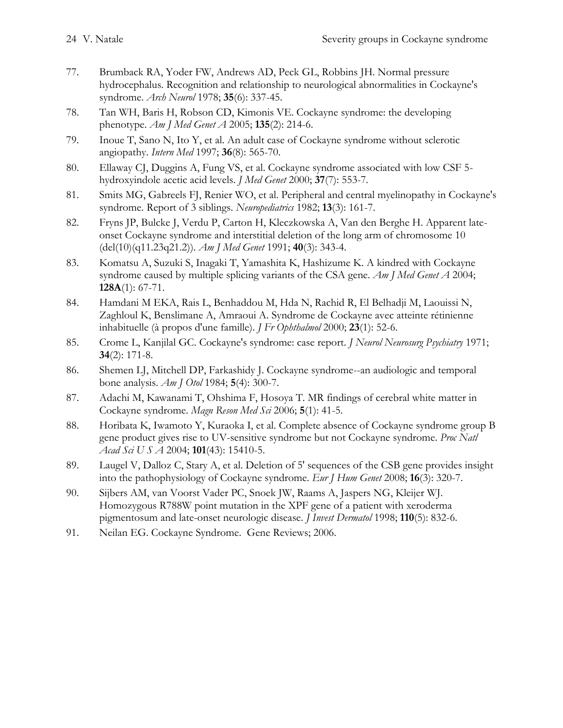77. Brumback RA, Yoder FW, Andrews AD, Peck GL, Robbins JH. Normal pressure hydrocephalus. Recognition and relationship to neurological abnormalities in Cockayne's syndrome. *Arch Neurol* 1978; **35**(6): 337-45.
78. Tan WH, Baris H, Robson CD, Kimonis VE. Cockayne syndrome: the developing phenotype. *Am J Med Genet A* 2005; **135**(2): 214-6.
79. Inoue T, Sano N, Ito Y, et al. An adult case of Cockayne syndrome without sclerotic angiopathy. *Intern Med* 1997; **36**(8): 565-70.
80. Ellaway CJ, Duggins A, Fung VS, et al. Cockayne syndrome associated with low CSF 5-hydroxyindole acetic acid levels. *J Med Genet* 2000; **37**(7): 553-7.
81. Smits MG, Gabreels FJ, Renier WO, et al. Peripheral and central myelinopathy in Cockayne's syndrome. Report of 3 siblings. *Neuropediatrics* 1982; **13**(3): 161-7.
82. Fryns JP, Bulcke J, Verdu P, Carton H, Kleczkowska A, Van den Berghe H. Apparent late-onset Cockayne syndrome and interstitial deletion of the long arm of chromosome 10 (del(10)(q11.23q21.2)). *Am J Med Genet* 1991; **40**(3): 343-4.
83. Komatsu A, Suzuki S, Inagaki T, Yamashita K, Hashizume K. A kindred with Cockayne syndrome caused by multiple splicing variants of the CSA gene. *Am J Med Genet A* 2004; **128A**(1): 67-71.
84. Hamdani M EKA, Rais L, Benhaddou M, Hda N, Rachid R, El Belhadji M, Laouissi N, Zaghloul K, Benslimane A, Amraoui A. Syndrome de Cockayne avec atteinte rétinienne inhabituelle (à propos d'une famille). *J Fr Ophthalmol* 2000; **23**(1): 52-6.
85. Crome L, Kanjilal GC. Cockayne's syndrome: case report. *J Neurol Neurosurg Psychiatry* 1971; **34**(2): 171-8.
86. Shemen LJ, Mitchell DP, Farkashidy J. Cockayne syndrome--an audiologic and temporal bone analysis. *Am J Otol* 1984; **5**(4): 300-7.
87. Adachi M, Kawanami T, Ohshima F, Hosoya T. MR findings of cerebral white matter in Cockayne syndrome. *Magn Reson Med Sci* 2006; **5**(1): 41-5.
88. Horibata K, Iwamoto Y, Kuraoka I, et al. Complete absence of Cockayne syndrome group B gene product gives rise to UV-sensitive syndrome but not Cockayne syndrome. *Proc Natl Acad Sci U S A* 2004; **101**(43): 15410-5.
89. Laugel V, Dalloz C, Stary A, et al. Deletion of 5' sequences of the CSB gene provides insight into the pathophysiology of Cockayne syndrome. *Eur J Hum Genet* 2008; **16**(3): 320-7.
90. Sijbers AM, van Voorst Vader PC, Snoek JW, Raams A, Jaspers NG, Kleijer WJ. Homozygous R788W point mutation in the XPF gene of a patient with xeroderma pigmentosum and late-onset neurologic disease. *J Invest Dermatol* 1998; **110**(5): 832-6.
91. Neilan EG. Cockayne Syndrome. Gene Reviews; 2006.